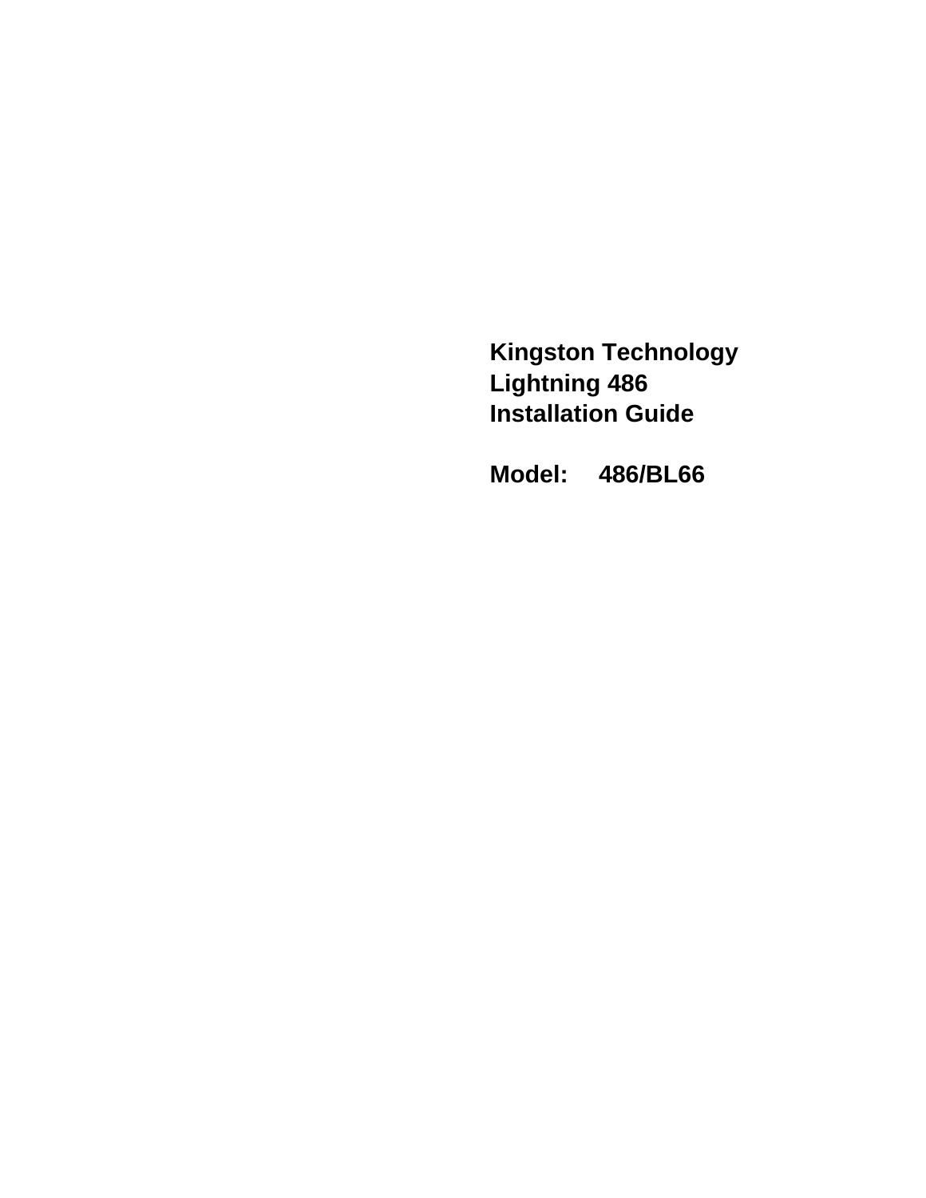# Kingston Technology Lightning 486 Installation Guide

**Model: 486/BL66**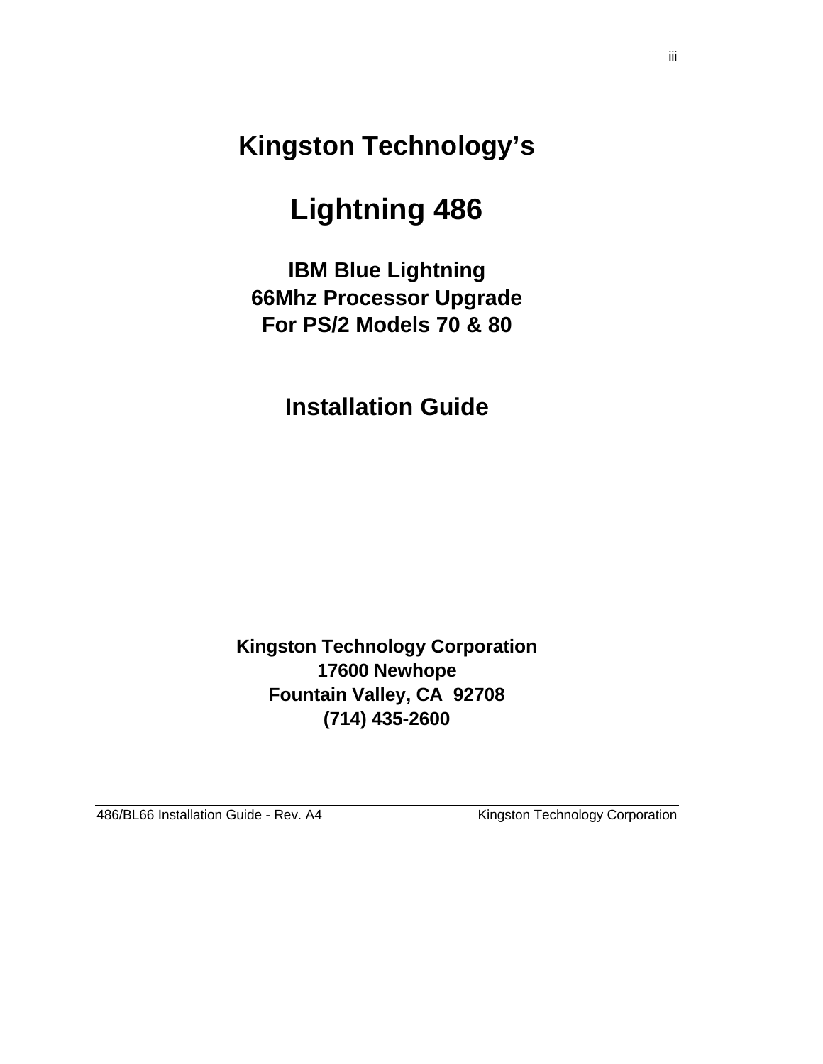# Kingston Technology's

# Lightning 486

## IBM Blue Lightning
## 66Mhz Processor Upgrade
## For PS/2 Models 70 & 80

## Installation Guide

**Kingston Technology Corporation**
**17600 Newhope**
**Fountain Valley, CA  92708**
**(714) 435-2600**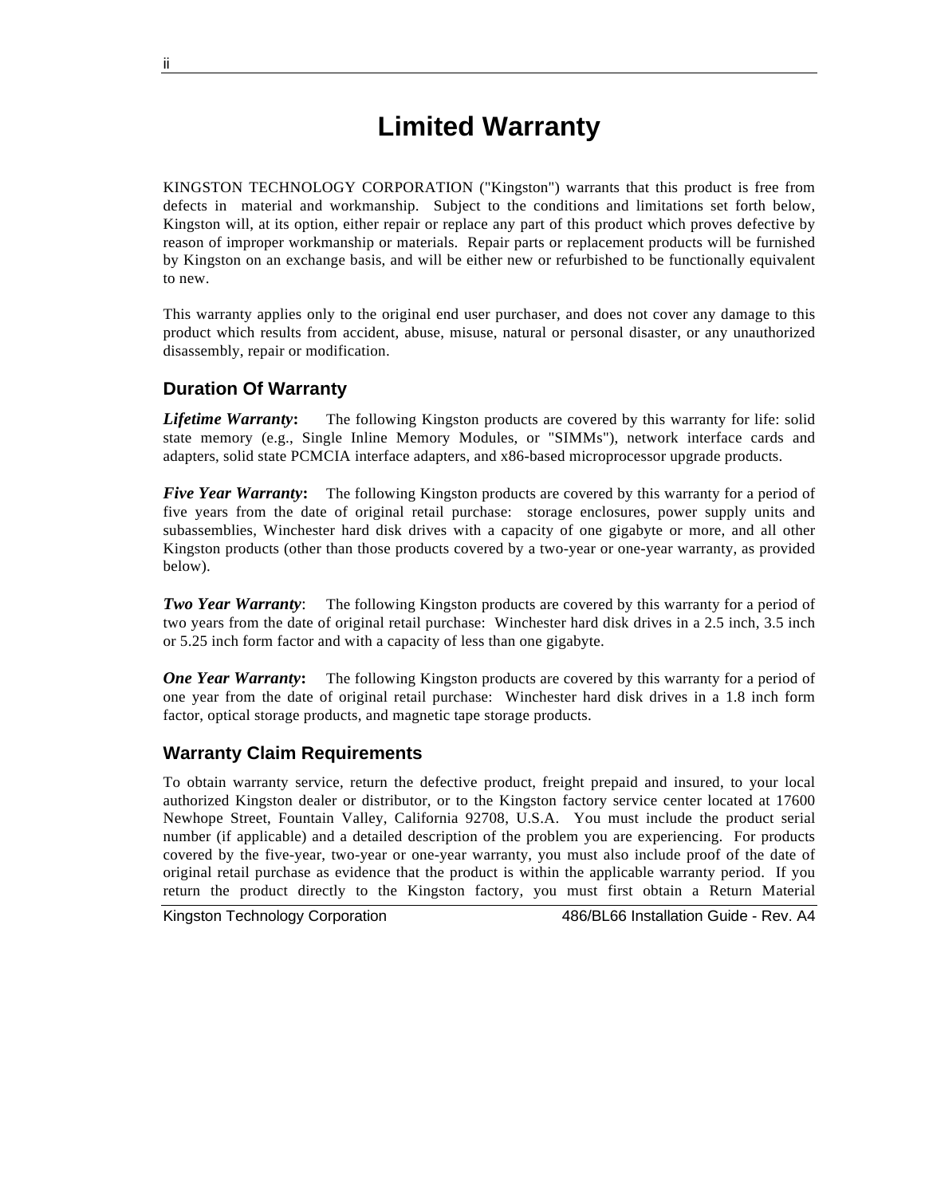# Limited Warranty

KINGSTON TECHNOLOGY CORPORATION ("Kingston") warrants that this product is free from defects in material and workmanship. Subject to the conditions and limitations set forth below, Kingston will, at its option, either repair or replace any part of this product which proves defective by reason of improper workmanship or materials. Repair parts or replacement products will be furnished by Kingston on an exchange basis, and will be either new or refurbished to be functionally equivalent to new.

This warranty applies only to the original end user purchaser, and does not cover any damage to this product which results from accident, abuse, misuse, natural or personal disaster, or any unauthorized disassembly, repair or modification.

## Duration Of Warranty

***Lifetime Warranty*:** The following Kingston products are covered by this warranty for life: solid state memory (e.g., Single Inline Memory Modules, or "SIMMs"), network interface cards and adapters, solid state PCMCIA interface adapters, and x86-based microprocessor upgrade products.

***Five Year Warranty*:** The following Kingston products are covered by this warranty for a period of five years from the date of original retail purchase: storage enclosures, power supply units and subassemblies, Winchester hard disk drives with a capacity of one gigabyte or more, and all other Kingston products (other than those products covered by a two-year or one-year warranty, as provided below).

***Two Year Warranty***: The following Kingston products are covered by this warranty for a period of two years from the date of original retail purchase: Winchester hard disk drives in a 2.5 inch, 3.5 inch or 5.25 inch form factor and with a capacity of less than one gigabyte.

***One Year Warranty*:** The following Kingston products are covered by this warranty for a period of one year from the date of original retail purchase: Winchester hard disk drives in a 1.8 inch form factor, optical storage products, and magnetic tape storage products.

## Warranty Claim Requirements

To obtain warranty service, return the defective product, freight prepaid and insured, to your local authorized Kingston dealer or distributor, or to the Kingston factory service center located at 17600 Newhope Street, Fountain Valley, California 92708, U.S.A. You must include the product serial number (if applicable) and a detailed description of the problem you are experiencing. For products covered by the five-year, two-year or one-year warranty, you must also include proof of the date of original retail purchase as evidence that the product is within the applicable warranty period. If you return the product directly to the Kingston factory, you must first obtain a Return Material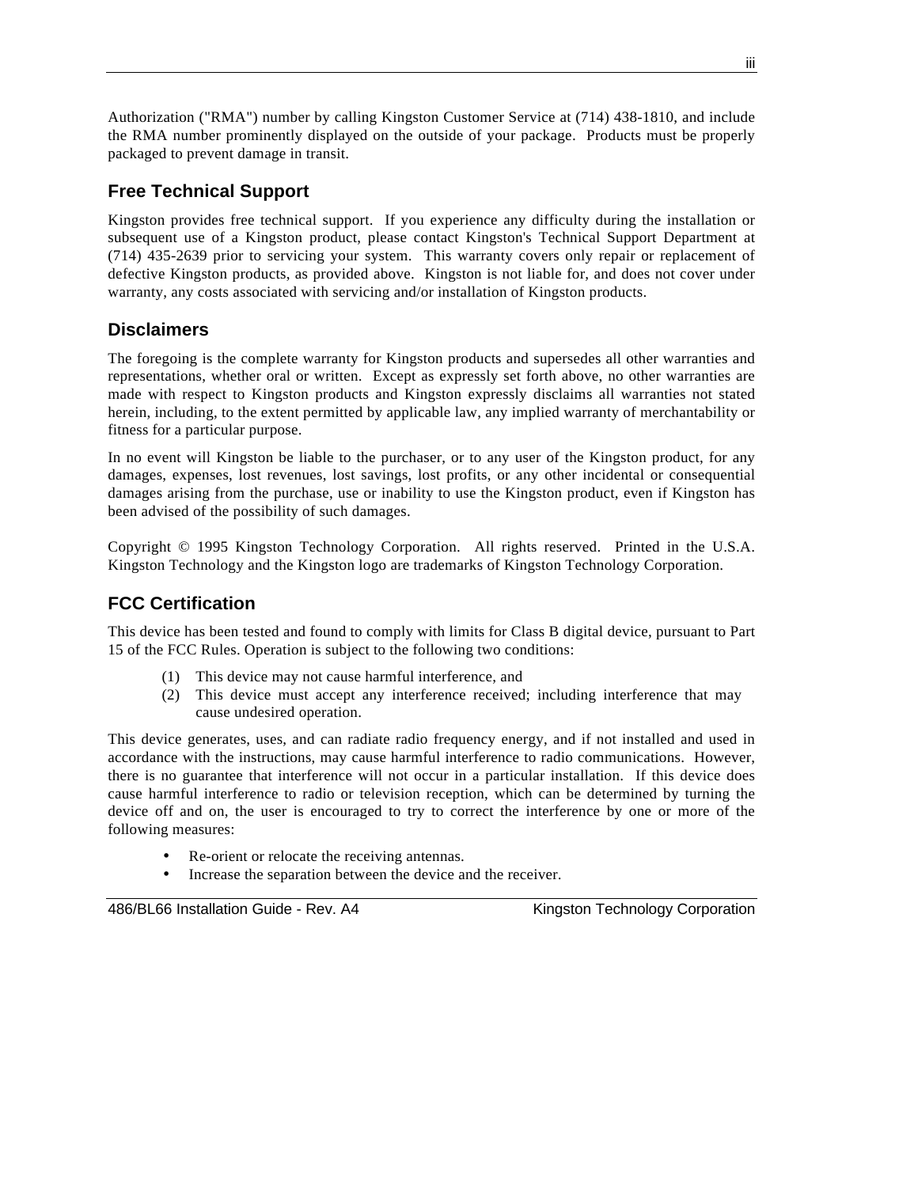Authorization ("RMA") number by calling Kingston Customer Service at (714) 438-1810, and include the RMA number prominently displayed on the outside of your package. Products must be properly packaged to prevent damage in transit.

## Free Technical Support

Kingston provides free technical support. If you experience any difficulty during the installation or subsequent use of a Kingston product, please contact Kingston's Technical Support Department at (714) 435-2639 prior to servicing your system. This warranty covers only repair or replacement of defective Kingston products, as provided above. Kingston is not liable for, and does not cover under warranty, any costs associated with servicing and/or installation of Kingston products.

## Disclaimers

The foregoing is the complete warranty for Kingston products and supersedes all other warranties and representations, whether oral or written. Except as expressly set forth above, no other warranties are made with respect to Kingston products and Kingston expressly disclaims all warranties not stated herein, including, to the extent permitted by applicable law, any implied warranty of merchantability or fitness for a particular purpose.

In no event will Kingston be liable to the purchaser, or to any user of the Kingston product, for any damages, expenses, lost revenues, lost savings, lost profits, or any other incidental or consequential damages arising from the purchase, use or inability to use the Kingston product, even if Kingston has been advised of the possibility of such damages.

Copyright © 1995 Kingston Technology Corporation. All rights reserved. Printed in the U.S.A. Kingston Technology and the Kingston logo are trademarks of Kingston Technology Corporation.

## FCC Certification

This device has been tested and found to comply with limits for Class B digital device, pursuant to Part 15 of the FCC Rules. Operation is subject to the following two conditions:

(1) This device may not cause harmful interference, and
(2) This device must accept any interference received; including interference that may cause undesired operation.

This device generates, uses, and can radiate radio frequency energy, and if not installed and used in accordance with the instructions, may cause harmful interference to radio communications. However, there is no guarantee that interference will not occur in a particular installation. If this device does cause harmful interference to radio or television reception, which can be determined by turning the device off and on, the user is encouraged to try to correct the interference by one or more of the following measures:

- Re-orient or relocate the receiving antennas.
- Increase the separation between the device and the receiver.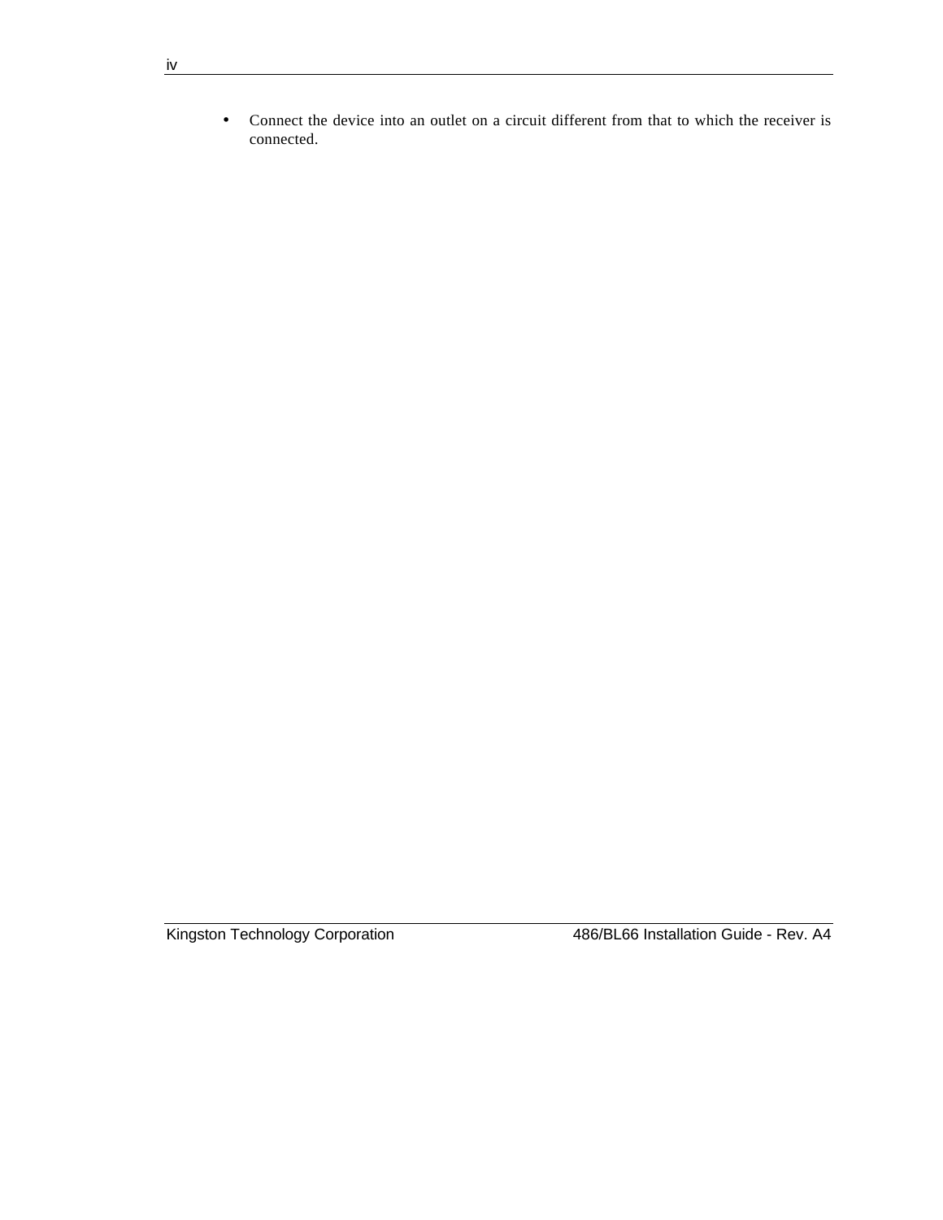- Connect the device into an outlet on a circuit different from that to which the receiver is connected.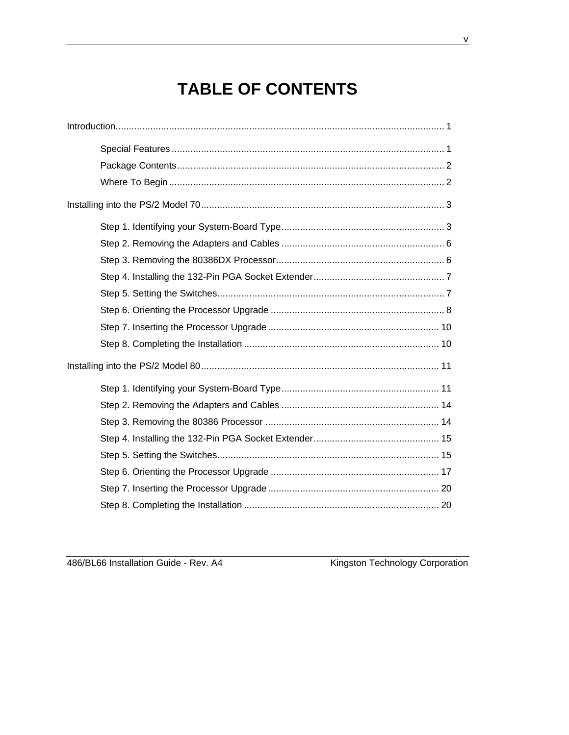# TABLE OF CONTENTS

Introduction........................................................................................................................ 1

- Special Features ..................................................................................................... 1
- Package Contents................................................................................................... 2
- Where To Begin ...................................................................................................... 2

Installing into the PS/2 Model 70.......................................................................................... 3

- Step 1. Identifying your System-Board Type............................................................ 3
- Step 2. Removing the Adapters and Cables ............................................................ 6
- Step 3. Removing the 80386DX Processor.............................................................. 6
- Step 4. Installing the 132-Pin PGA Socket Extender................................................. 7
- Step 5. Setting the Switches.................................................................................... 7
- Step 6. Orienting the Processor Upgrade ................................................................ 8
- Step 7. Inserting the Processor Upgrade ............................................................... 10
- Step 8. Completing the Installation ........................................................................ 10

Installing into the PS/2 Model 80........................................................................................ 11

- Step 1. Identifying your System-Board Type.......................................................... 11
- Step 2. Removing the Adapters and Cables .......................................................... 14
- Step 3. Removing the 80386 Processor ................................................................ 14
- Step 4. Installing the 132-Pin PGA Socket Extender.............................................. 15
- Step 5. Setting the Switches.................................................................................. 15
- Step 6. Orienting the Processor Upgrade .............................................................. 17
- Step 7. Inserting the Processor Upgrade ............................................................... 20
- Step 8. Completing the Installation ........................................................................ 20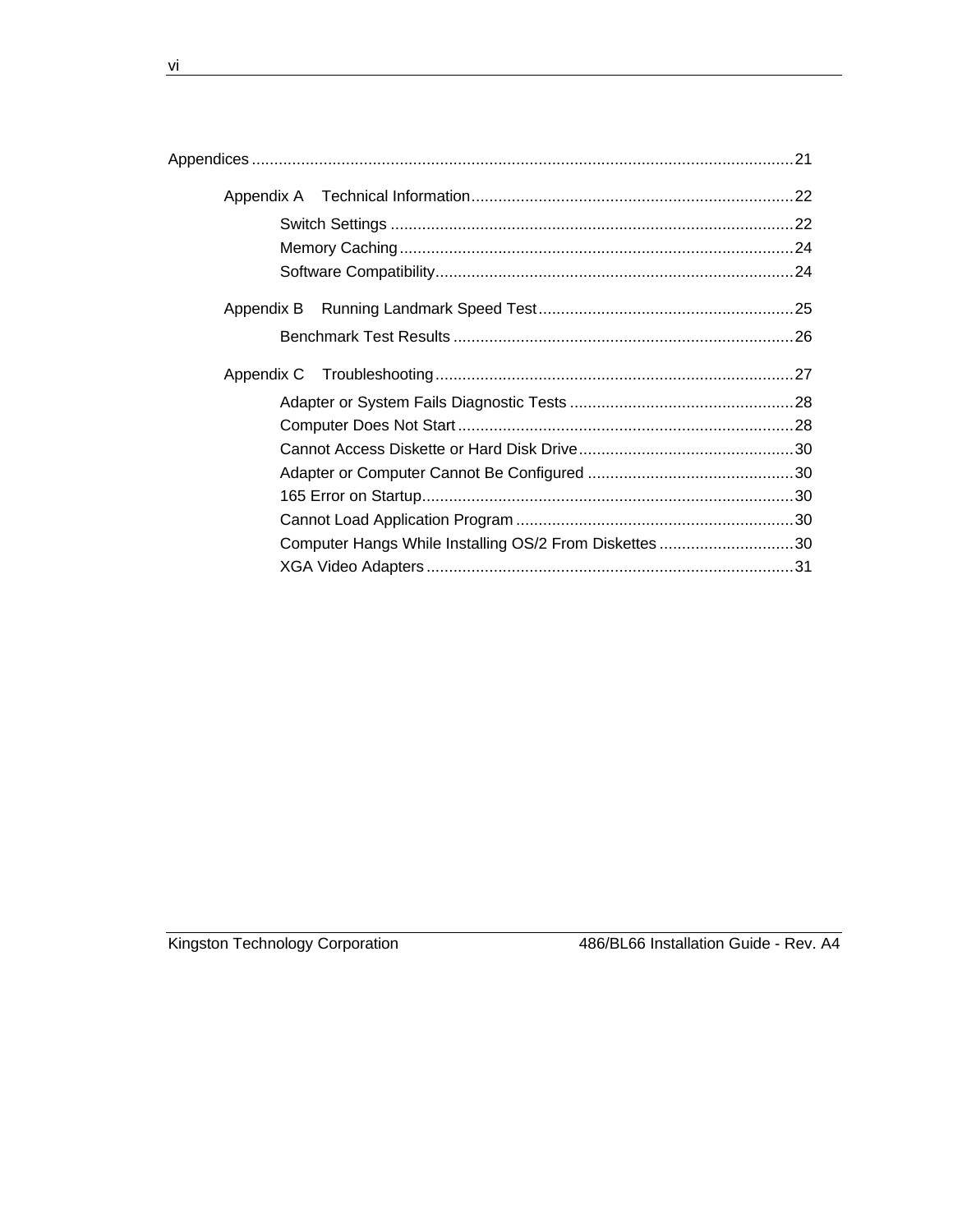Appendices ........................................................................................................................21

Appendix A    Technical Information........................................................................22

Switch Settings ..........................................................................................22

Memory Caching........................................................................................24

Software Compatibility................................................................................24

Appendix B    Running Landmark Speed Test.........................................................25

Benchmark Test Results ............................................................................26

Appendix C    Troubleshooting................................................................................27

Adapter or System Fails Diagnostic Tests ..................................................28

Computer Does Not Start...........................................................................28

Cannot Access Diskette or Hard Disk Drive................................................30

Adapter or Computer Cannot Be Configured ..............................................30

165 Error on Startup...................................................................................30

Cannot Load Application Program ..............................................................30

Computer Hangs While Installing OS/2 From Diskettes ..............................30

XGA Video Adapters..................................................................................31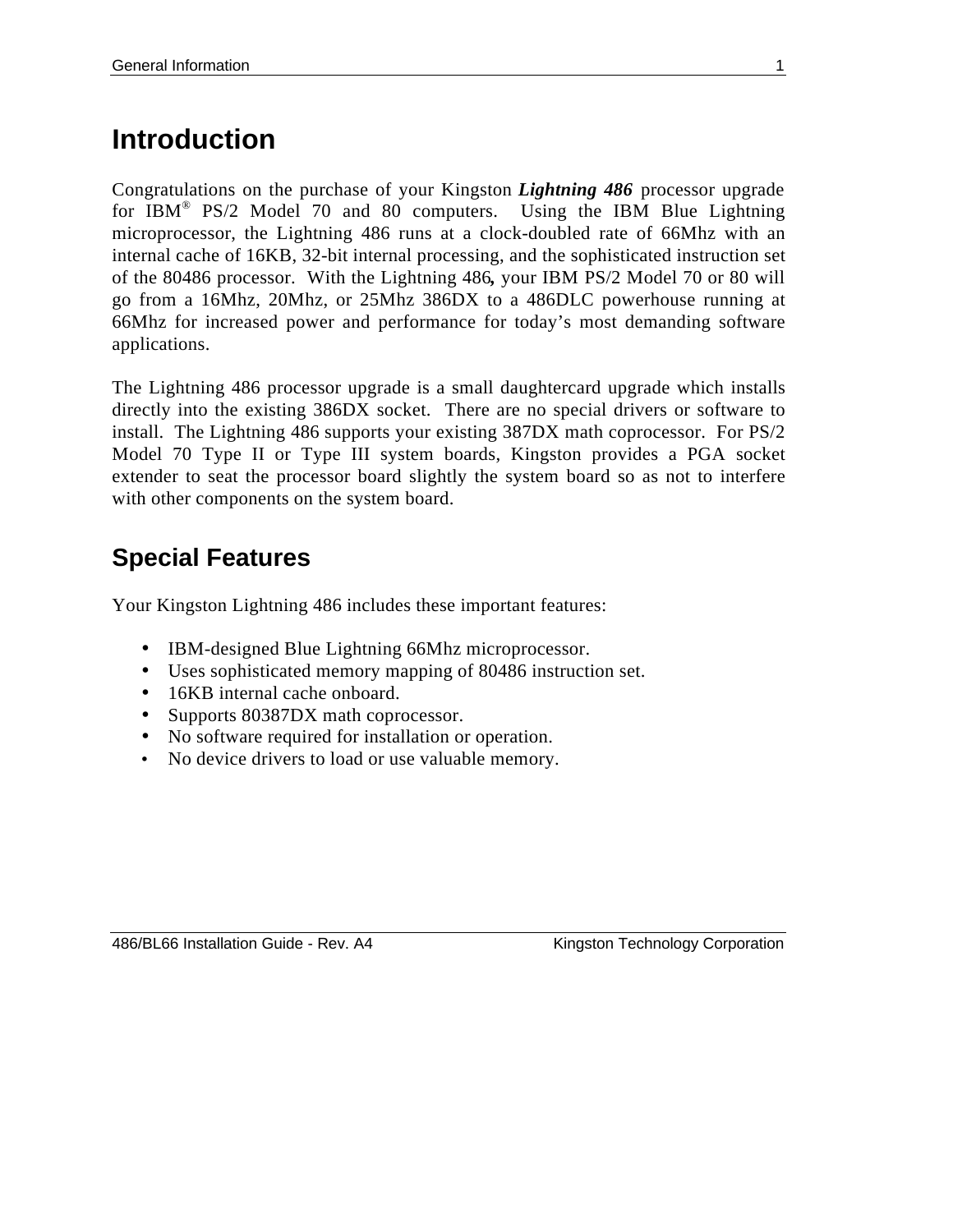# Introduction

Congratulations on the purchase of your Kingston ***Lightning 486*** processor upgrade for IBM® PS/2 Model 70 and 80 computers. Using the IBM Blue Lightning microprocessor, the Lightning 486 runs at a clock-doubled rate of 66Mhz with an internal cache of 16KB, 32-bit internal processing, and the sophisticated instruction set of the 80486 processor. With the Lightning 486**,** your IBM PS/2 Model 70 or 80 will go from a 16Mhz, 20Mhz, or 25Mhz 386DX to a 486DLC powerhouse running at 66Mhz for increased power and performance for today's most demanding software applications.

The Lightning 486 processor upgrade is a small daughtercard upgrade which installs directly into the existing 386DX socket. There are no special drivers or software to install. The Lightning 486 supports your existing 387DX math coprocessor. For PS/2 Model 70 Type II or Type III system boards, Kingston provides a PGA socket extender to seat the processor board slightly the system board so as not to interfere with other components on the system board.

## Special Features

Your Kingston Lightning 486 includes these important features:

- IBM-designed Blue Lightning 66Mhz microprocessor.
- Uses sophisticated memory mapping of 80486 instruction set.
- 16KB internal cache onboard.
- Supports 80387DX math coprocessor.
- No software required for installation or operation.
- No device drivers to load or use valuable memory.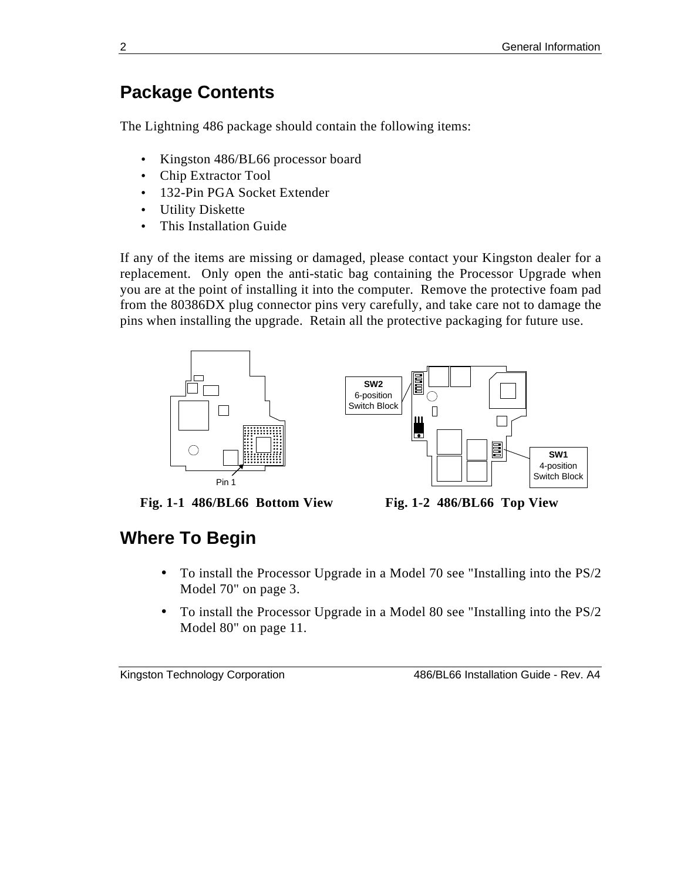## Package Contents

The Lightning 486 package should contain the following items:

- Kingston 486/BL66 processor board
- Chip Extractor Tool
- 132-Pin PGA Socket Extender
- Utility Diskette
- This Installation Guide

If any of the items are missing or damaged, please contact your Kingston dealer for a replacement. Only open the anti-static bag containing the Processor Upgrade when you are at the point of installing it into the computer. Remove the protective foam pad from the 80386DX plug connector pins very carefully, and take care not to damage the pins when installing the upgrade. Retain all the protective packaging for future use.

Pin 1

SW2 6-position Switch Block

SW1 4-position Switch Block

**Fig. 1-1 486/BL66 Bottom View**

**Fig. 1-2 486/BL66 Top View**

## Where To Begin

- To install the Processor Upgrade in a Model 70 see "Installing into the PS/2 Model 70" on page 3.
- To install the Processor Upgrade in a Model 80 see "Installing into the PS/2 Model 80" on page 11.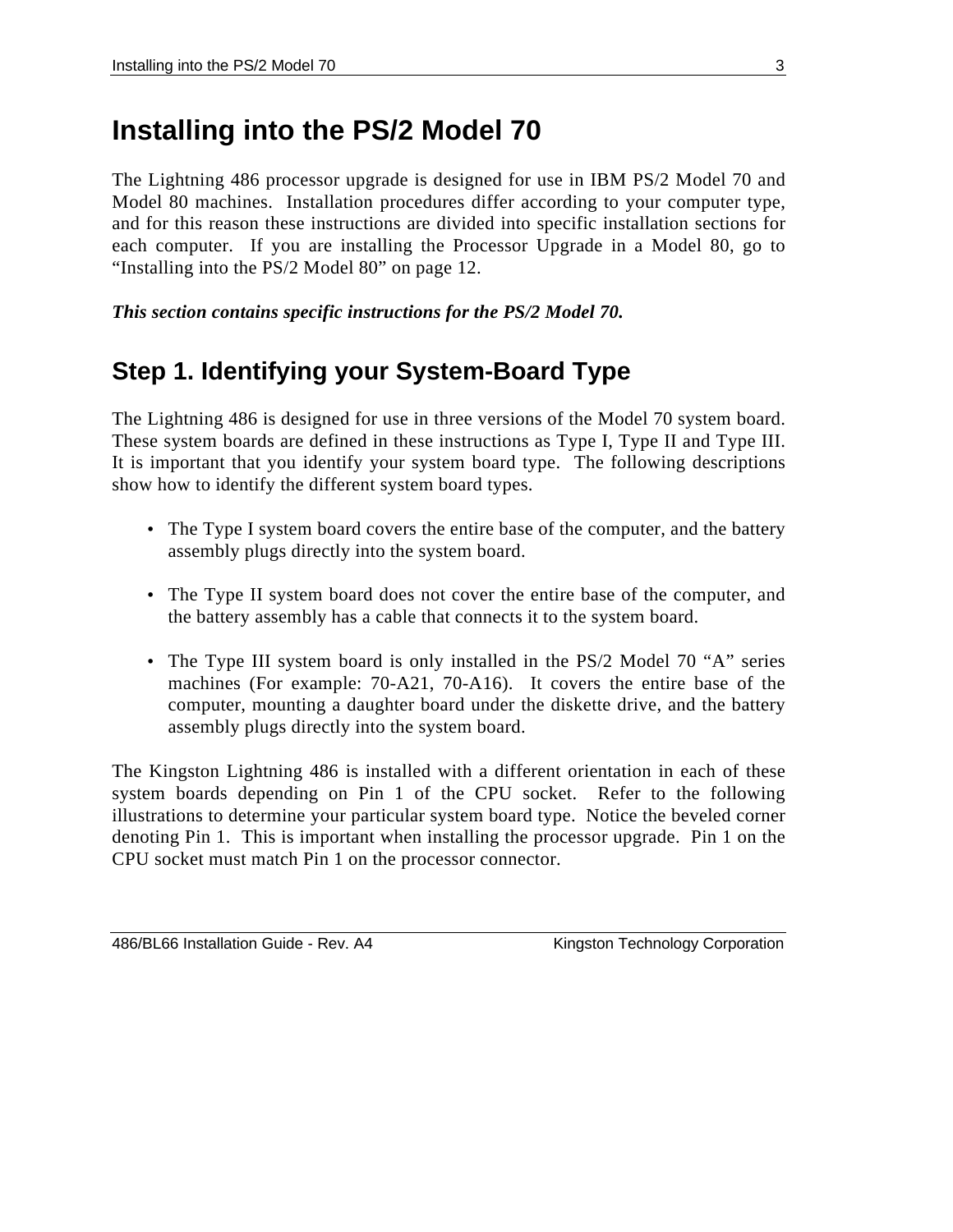# Installing into the PS/2 Model 70

The Lightning 486 processor upgrade is designed for use in IBM PS/2 Model 70 and Model 80 machines. Installation procedures differ according to your computer type, and for this reason these instructions are divided into specific installation sections for each computer. If you are installing the Processor Upgrade in a Model 80, go to "Installing into the PS/2 Model 80" on page 12.

***This section contains specific instructions for the PS/2 Model 70.***

## Step 1. Identifying your System-Board Type

The Lightning 486 is designed for use in three versions of the Model 70 system board. These system boards are defined in these instructions as Type I, Type II and Type III. It is important that you identify your system board type. The following descriptions show how to identify the different system board types.

- The Type I system board covers the entire base of the computer, and the battery assembly plugs directly into the system board.
- The Type II system board does not cover the entire base of the computer, and the battery assembly has a cable that connects it to the system board.
- The Type III system board is only installed in the PS/2 Model 70 "A" series machines (For example: 70-A21, 70-A16). It covers the entire base of the computer, mounting a daughter board under the diskette drive, and the battery assembly plugs directly into the system board.

The Kingston Lightning 486 is installed with a different orientation in each of these system boards depending on Pin 1 of the CPU socket. Refer to the following illustrations to determine your particular system board type. Notice the beveled corner denoting Pin 1. This is important when installing the processor upgrade. Pin 1 on the CPU socket must match Pin 1 on the processor connector.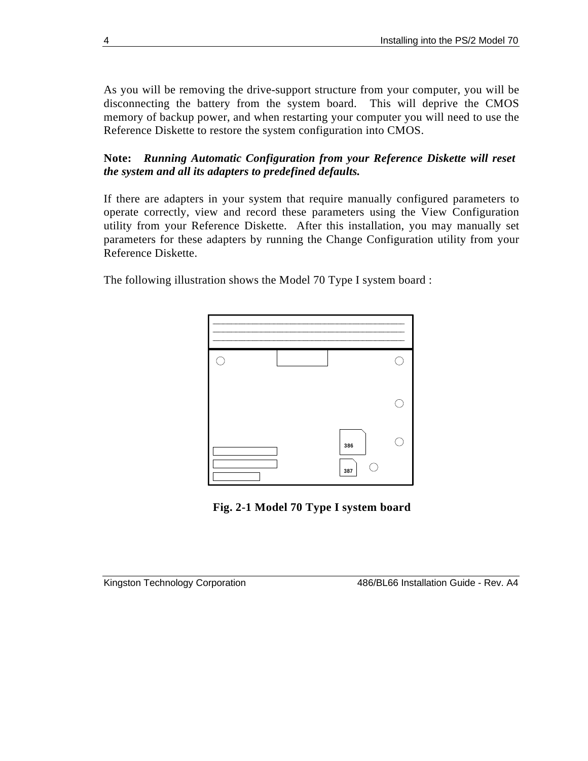As you will be removing the drive-support structure from your computer, you will be disconnecting the battery from the system board. This will deprive the CMOS memory of backup power, and when restarting your computer you will need to use the Reference Diskette to restore the system configuration into CMOS.

**Note:** ***Running Automatic Configuration from your Reference Diskette will reset the system and all its adapters to predefined defaults.***

If there are adapters in your system that require manually configured parameters to operate correctly, view and record these parameters using the View Configuration utility from your Reference Diskette. After this installation, you may manually set parameters for these adapters by running the Change Configuration utility from your Reference Diskette.

The following illustration shows the Model 70 Type I system board :

386

387

**Fig. 2-1 Model 70 Type I system board**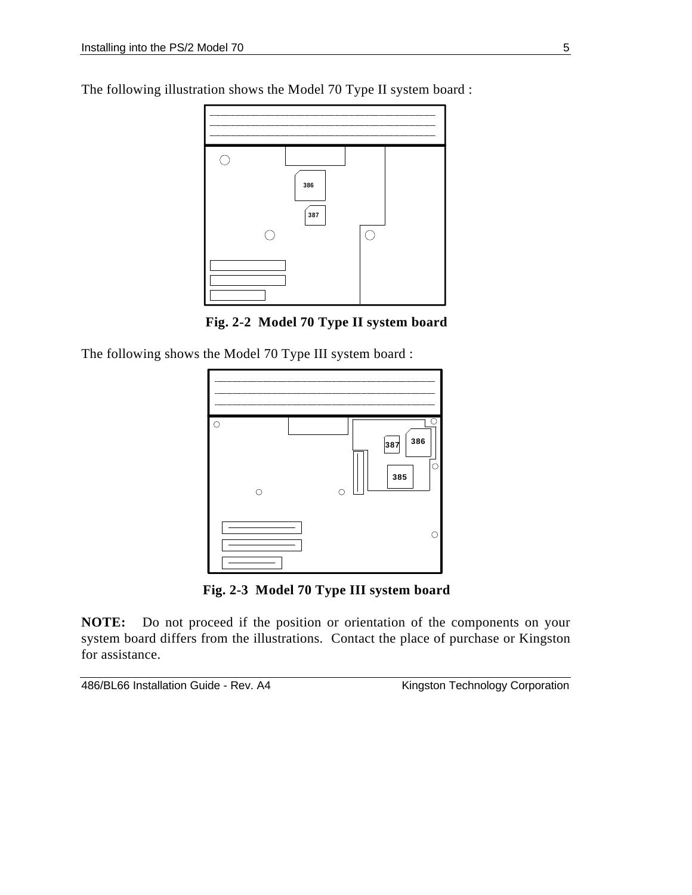The following illustration shows the Model 70 Type II system board :

**Fig. 2-2 Model 70 Type II system board**

The following shows the Model 70 Type III system board :

**Fig. 2-3 Model 70 Type III system board**

**NOTE:** Do not proceed if the position or orientation of the components on your system board differs from the illustrations. Contact the place of purchase or Kingston for assistance.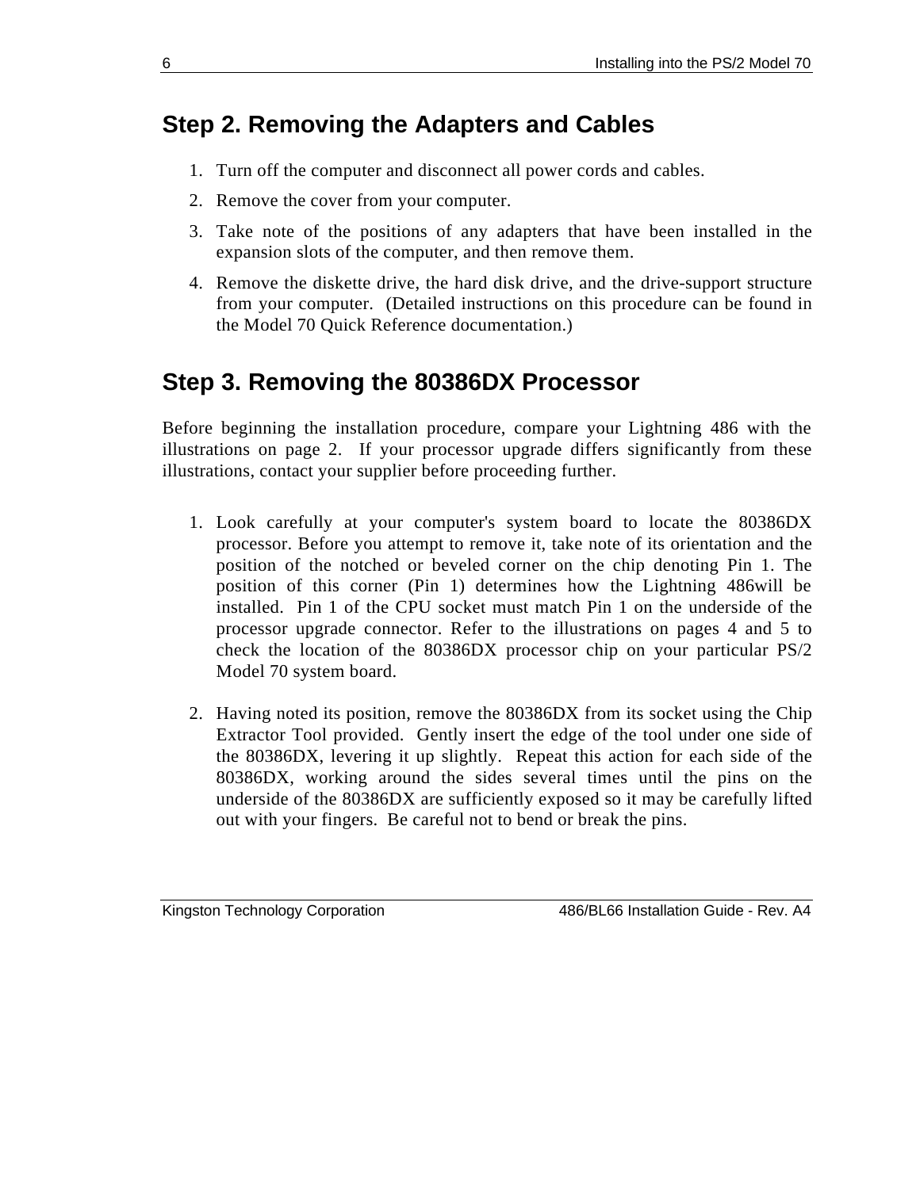## Step 2. Removing the Adapters and Cables

1. Turn off the computer and disconnect all power cords and cables.
2. Remove the cover from your computer.
3. Take note of the positions of any adapters that have been installed in the expansion slots of the computer, and then remove them.
4. Remove the diskette drive, the hard disk drive, and the drive-support structure from your computer. (Detailed instructions on this procedure can be found in the Model 70 Quick Reference documentation.)

## Step 3. Removing the 80386DX Processor

Before beginning the installation procedure, compare your Lightning 486 with the illustrations on page 2. If your processor upgrade differs significantly from these illustrations, contact your supplier before proceeding further.

1. Look carefully at your computer's system board to locate the 80386DX processor. Before you attempt to remove it, take note of its orientation and the position of the notched or beveled corner on the chip denoting Pin 1. The position of this corner (Pin 1) determines how the Lightning 486will be installed. Pin 1 of the CPU socket must match Pin 1 on the underside of the processor upgrade connector. Refer to the illustrations on pages 4 and 5 to check the location of the 80386DX processor chip on your particular PS/2 Model 70 system board.

2. Having noted its position, remove the 80386DX from its socket using the Chip Extractor Tool provided. Gently insert the edge of the tool under one side of the 80386DX, levering it up slightly. Repeat this action for each side of the 80386DX, working around the sides several times until the pins on the underside of the 80386DX are sufficiently exposed so it may be carefully lifted out with your fingers. Be careful not to bend or break the pins.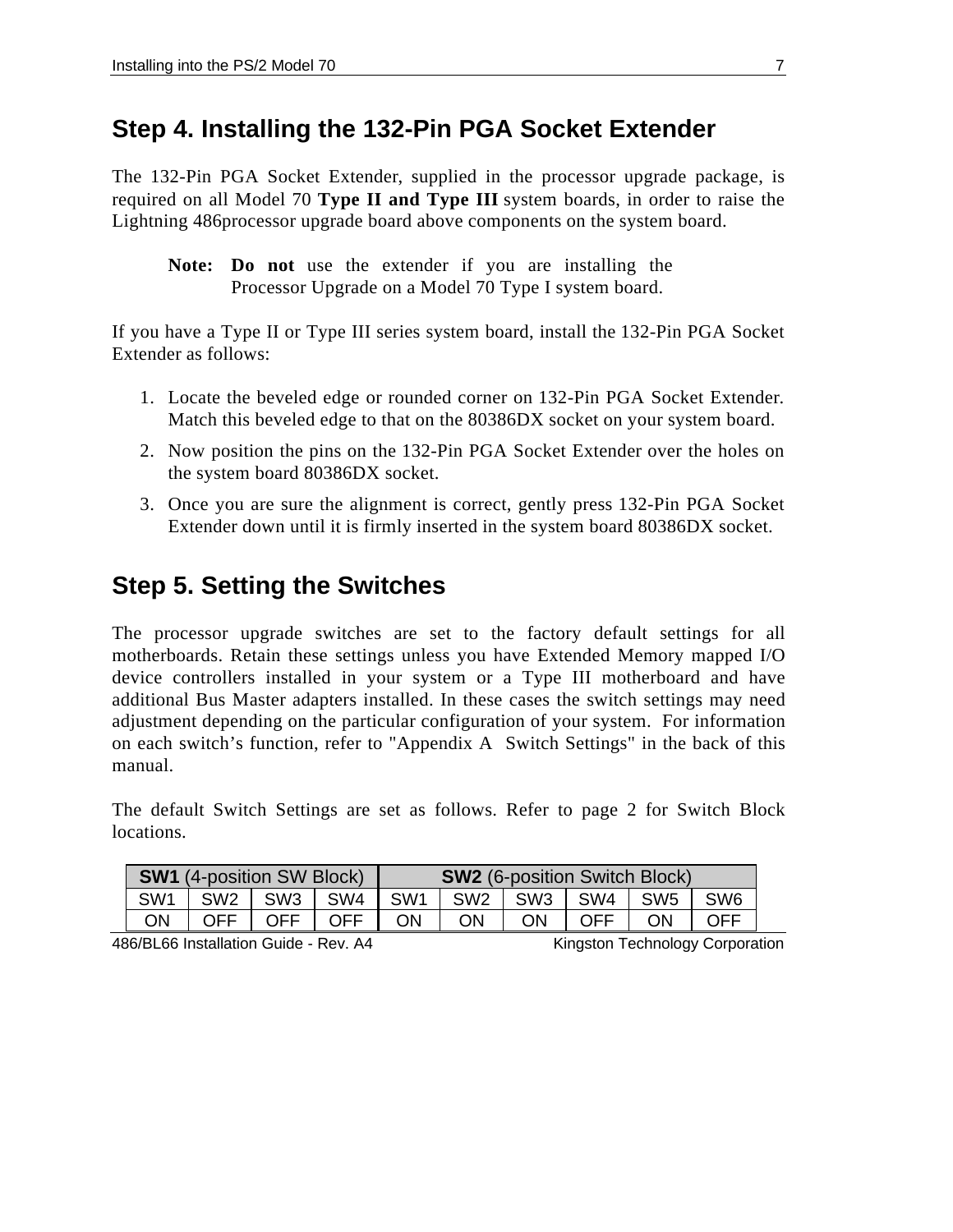## Step 4. Installing the 132-Pin PGA Socket Extender

The 132-Pin PGA Socket Extender, supplied in the processor upgrade package, is required on all Model 70 **Type II and Type III** system boards, in order to raise the Lightning 486processor upgrade board above components on the system board.

> **Note:** **Do not** use the extender if you are installing the Processor Upgrade on a Model 70 Type I system board.

If you have a Type II or Type III series system board, install the 132-Pin PGA Socket Extender as follows:

1. Locate the beveled edge or rounded corner on 132-Pin PGA Socket Extender. Match this beveled edge to that on the 80386DX socket on your system board.
2. Now position the pins on the 132-Pin PGA Socket Extender over the holes on the system board 80386DX socket.
3. Once you are sure the alignment is correct, gently press 132-Pin PGA Socket Extender down until it is firmly inserted in the system board 80386DX socket.

## Step 5. Setting the Switches

The processor upgrade switches are set to the factory default settings for all motherboards. Retain these settings unless you have Extended Memory mapped I/O device controllers installed in your system or a Type III motherboard and have additional Bus Master adapters installed. In these cases the switch settings may need adjustment depending on the particular configuration of your system. For information on each switch's function, refer to "Appendix A Switch Settings" in the back of this manual.

The default Switch Settings are set as follows. Refer to page 2 for Switch Block locations.

| **SW1** (4-position SW Block) | | | | **SW2** (6-position Switch Block) | | | | | |
|---|---|---|---|---|---|---|---|---|---|
| SW1 | SW2 | SW3 | SW4 | SW1 | SW2 | SW3 | SW4 | SW5 | SW6 |
| ON | OFF | OFF | OFF | ON | ON | ON | OFF | ON | OFF |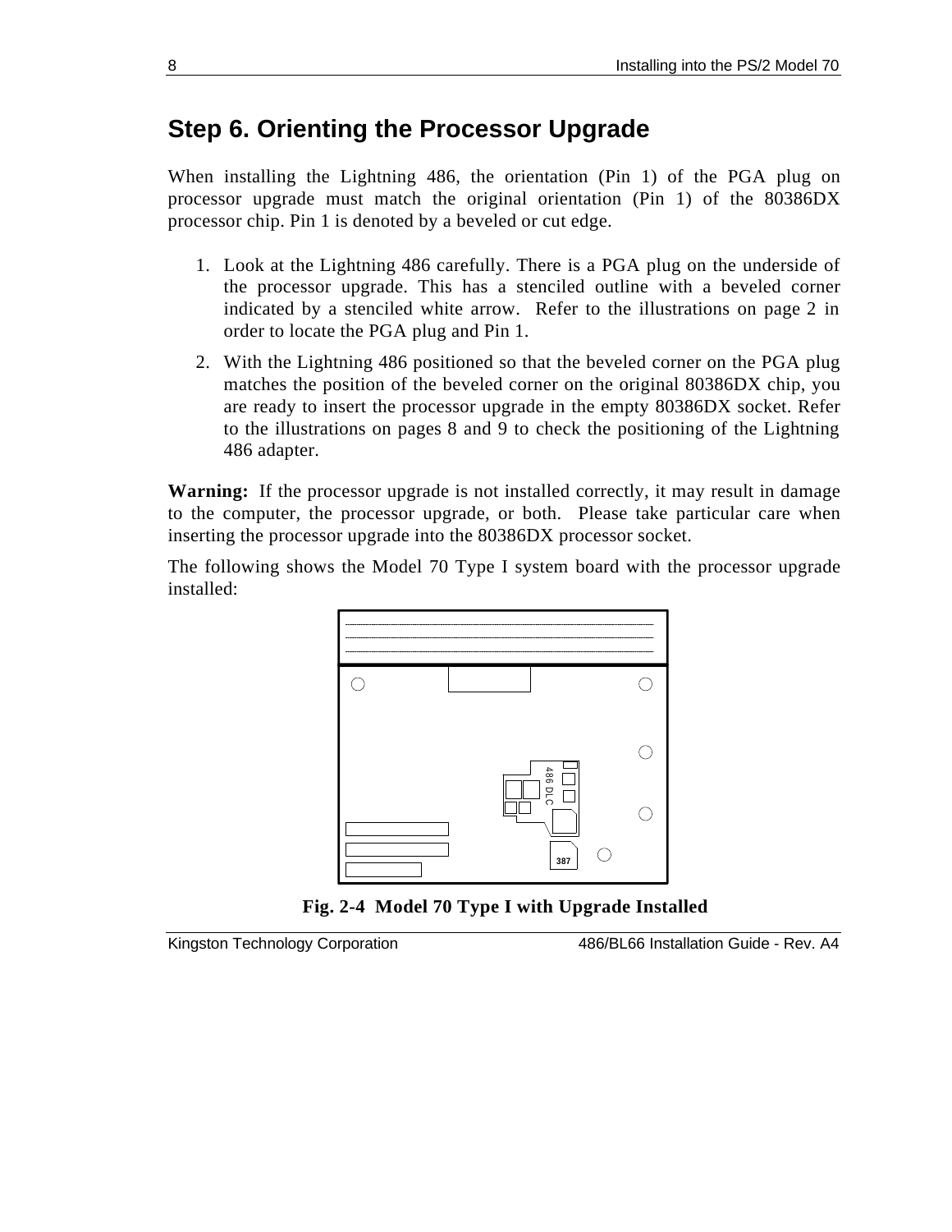## Step 6. Orienting the Processor Upgrade

When installing the Lightning 486, the orientation (Pin 1) of the PGA plug on processor upgrade must match the original orientation (Pin 1) of the 80386DX processor chip. Pin 1 is denoted by a beveled or cut edge.

1. Look at the Lightning 486 carefully. There is a PGA plug on the underside of the processor upgrade. This has a stenciled outline with a beveled corner indicated by a stenciled white arrow. Refer to the illustrations on page 2 in order to locate the PGA plug and Pin 1.
2. With the Lightning 486 positioned so that the beveled corner on the PGA plug matches the position of the beveled corner on the original 80386DX chip, you are ready to insert the processor upgrade in the empty 80386DX socket. Refer to the illustrations on pages 8 and 9 to check the positioning of the Lightning 486 adapter.

**Warning:** If the processor upgrade is not installed correctly, it may result in damage to the computer, the processor upgrade, or both. Please take particular care when inserting the processor upgrade into the 80386DX processor socket.

The following shows the Model 70 Type I system board with the processor upgrade installed:

486 DLC

387

**Fig. 2-4 Model 70 Type I with Upgrade Installed**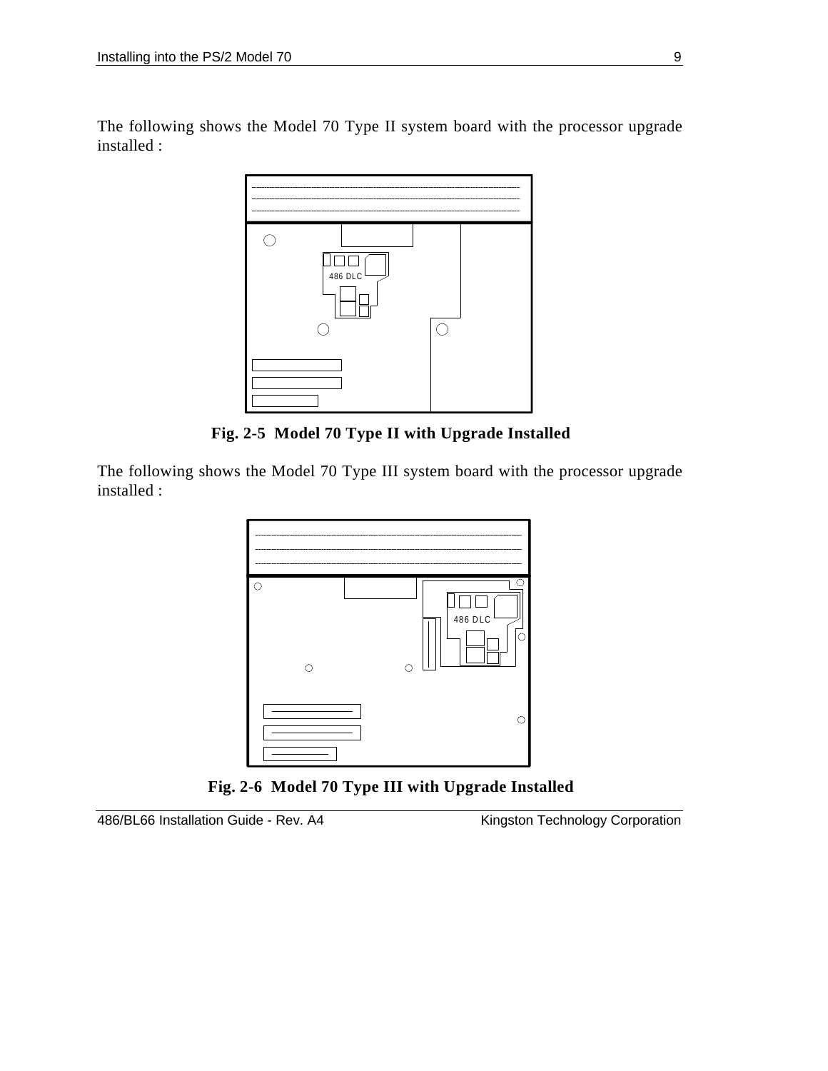The following shows the Model 70 Type II system board with the processor upgrade installed :

486 DLC

**Fig. 2-5 Model 70 Type II with Upgrade Installed**

The following shows the Model 70 Type III system board with the processor upgrade installed :

486 DLC

**Fig. 2-6 Model 70 Type III with Upgrade Installed**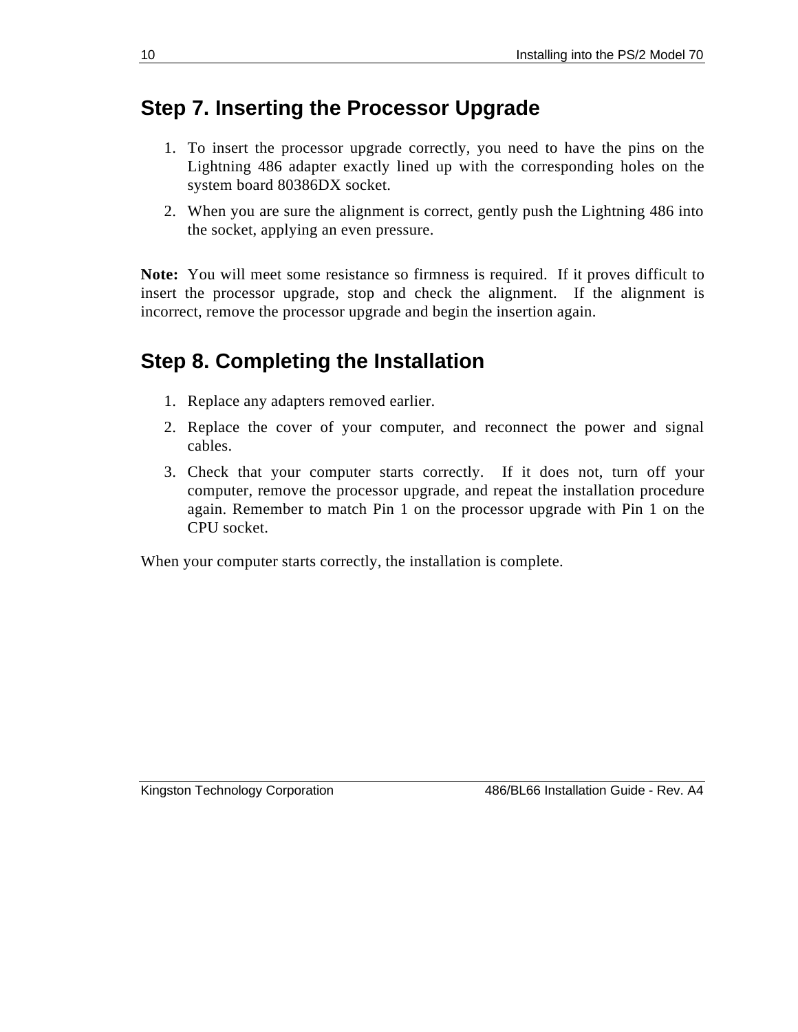## Step 7. Inserting the Processor Upgrade

1. To insert the processor upgrade correctly, you need to have the pins on the Lightning 486 adapter exactly lined up with the corresponding holes on the system board 80386DX socket.
2. When you are sure the alignment is correct, gently push the Lightning 486 into the socket, applying an even pressure.

**Note:** You will meet some resistance so firmness is required. If it proves difficult to insert the processor upgrade, stop and check the alignment. If the alignment is incorrect, remove the processor upgrade and begin the insertion again.

## Step 8. Completing the Installation

1. Replace any adapters removed earlier.
2. Replace the cover of your computer, and reconnect the power and signal cables.
3. Check that your computer starts correctly. If it does not, turn off your computer, remove the processor upgrade, and repeat the installation procedure again. Remember to match Pin 1 on the processor upgrade with Pin 1 on the CPU socket.

When your computer starts correctly, the installation is complete.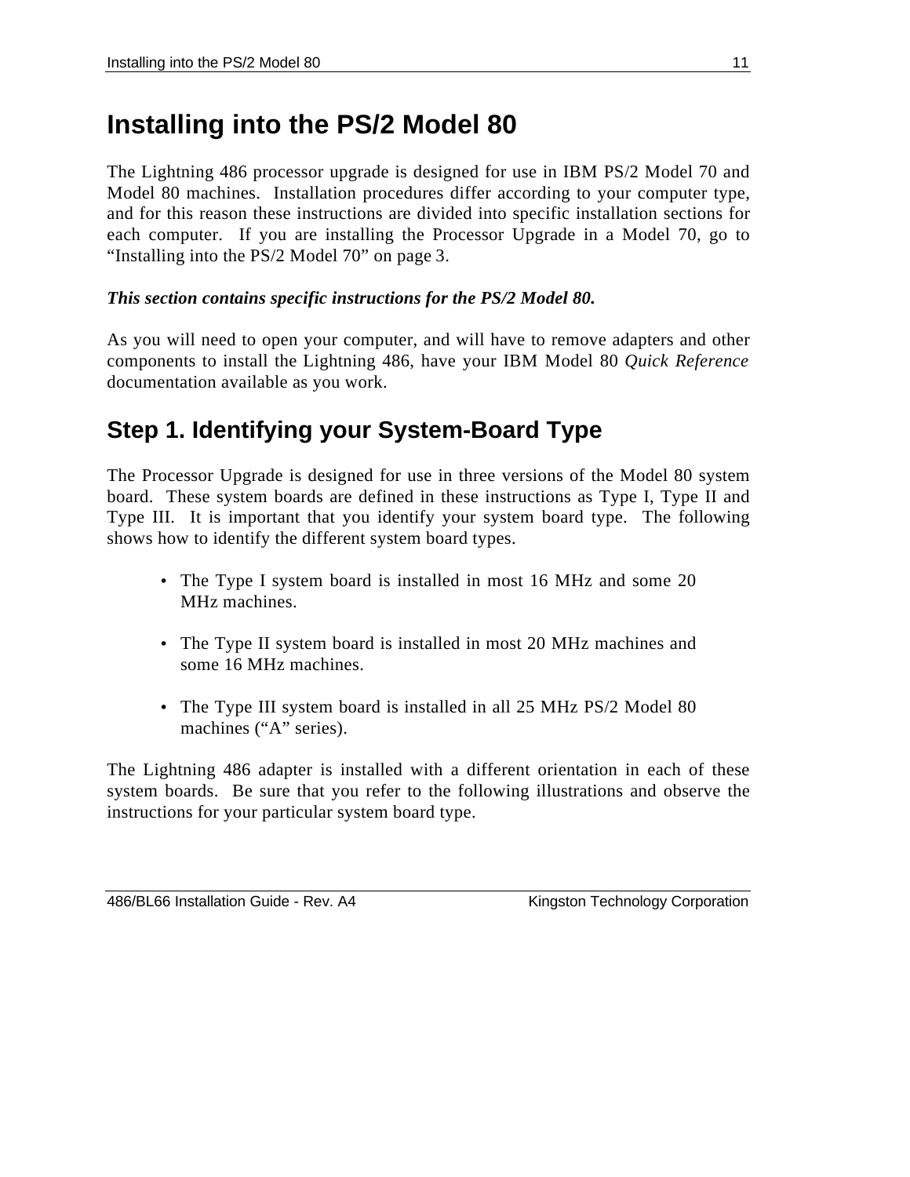# Installing into the PS/2 Model 80

The Lightning 486 processor upgrade is designed for use in IBM PS/2 Model 70 and Model 80 machines. Installation procedures differ according to your computer type, and for this reason these instructions are divided into specific installation sections for each computer. If you are installing the Processor Upgrade in a Model 70, go to "Installing into the PS/2 Model 70" on page 3.

***This section contains specific instructions for the PS/2 Model 80.***

As you will need to open your computer, and will have to remove adapters and other components to install the Lightning 486, have your IBM Model 80 *Quick Reference* documentation available as you work.

## Step 1. Identifying your System-Board Type

The Processor Upgrade is designed for use in three versions of the Model 80 system board. These system boards are defined in these instructions as Type I, Type II and Type III. It is important that you identify your system board type. The following shows how to identify the different system board types.

- The Type I system board is installed in most 16 MHz and some 20 MHz machines.
- The Type II system board is installed in most 20 MHz machines and some 16 MHz machines.
- The Type III system board is installed in all 25 MHz PS/2 Model 80 machines ("A" series).

The Lightning 486 adapter is installed with a different orientation in each of these system boards. Be sure that you refer to the following illustrations and observe the instructions for your particular system board type.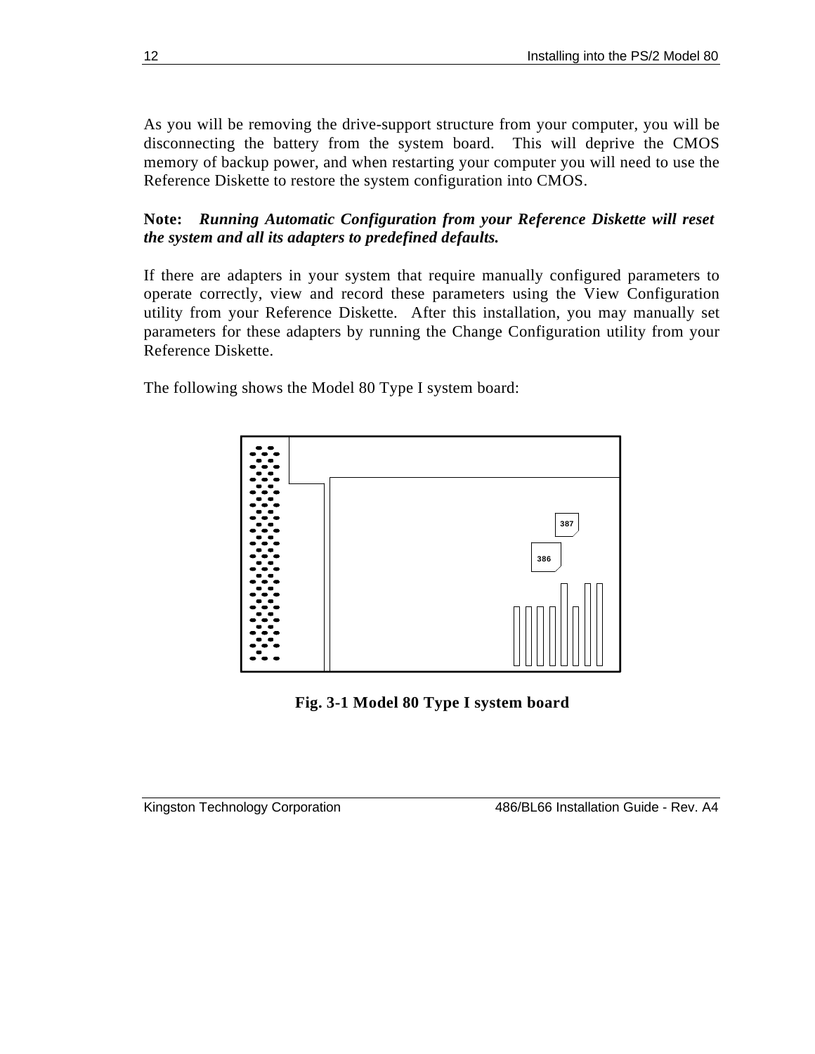As you will be removing the drive-support structure from your computer, you will be disconnecting the battery from the system board. This will deprive the CMOS memory of backup power, and when restarting your computer you will need to use the Reference Diskette to restore the system configuration into CMOS.

**Note:** ***Running Automatic Configuration from your Reference Diskette will reset the system and all its adapters to predefined defaults.***

If there are adapters in your system that require manually configured parameters to operate correctly, view and record these parameters using the View Configuration utility from your Reference Diskette. After this installation, you may manually set parameters for these adapters by running the Change Configuration utility from your Reference Diskette.

The following shows the Model 80 Type I system board:

387

386

**Fig. 3-1 Model 80 Type I system board**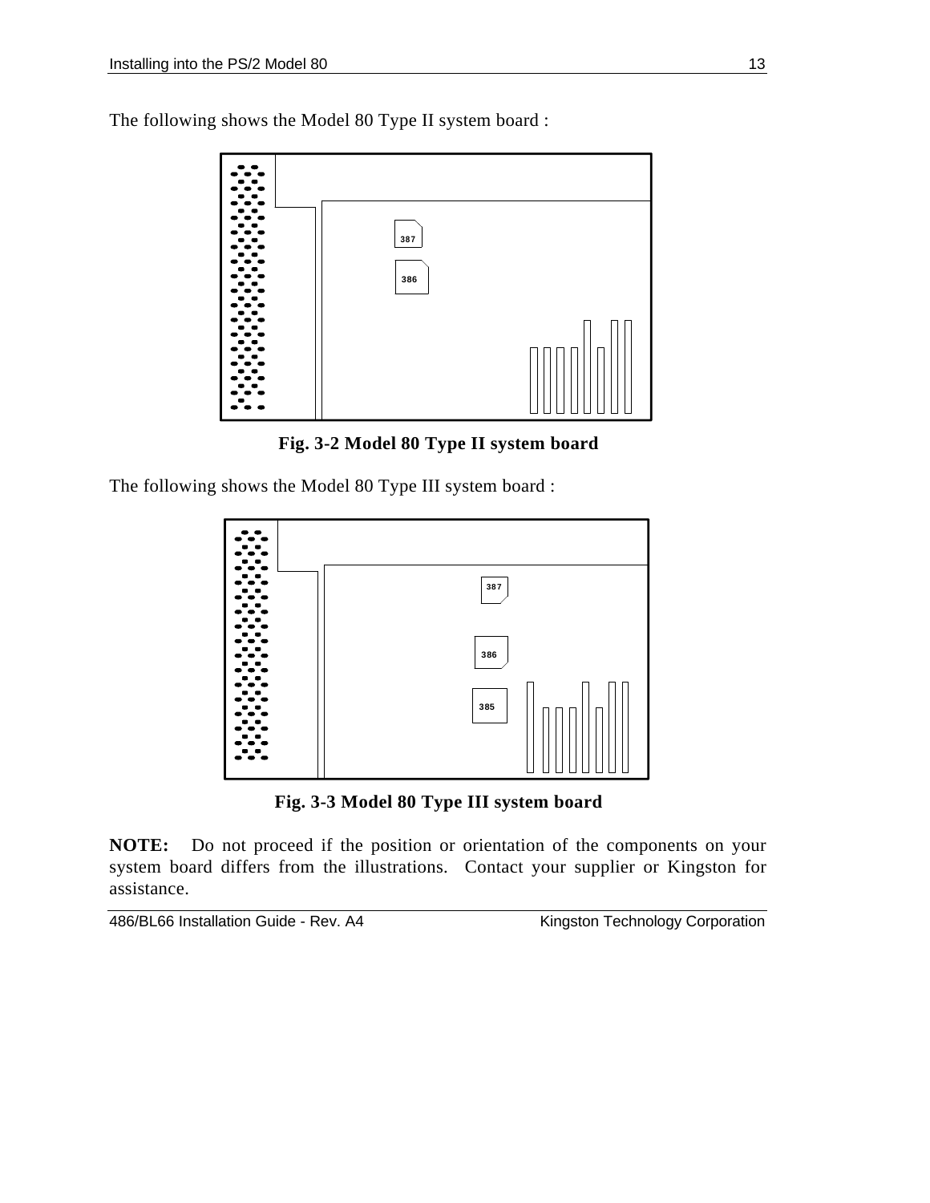The following shows the Model 80 Type II system board :

**Fig. 3-2 Model 80 Type II system board**

The following shows the Model 80 Type III system board :

**Fig. 3-3 Model 80 Type III system board**

**NOTE:** Do not proceed if the position or orientation of the components on your system board differs from the illustrations. Contact your supplier or Kingston for assistance.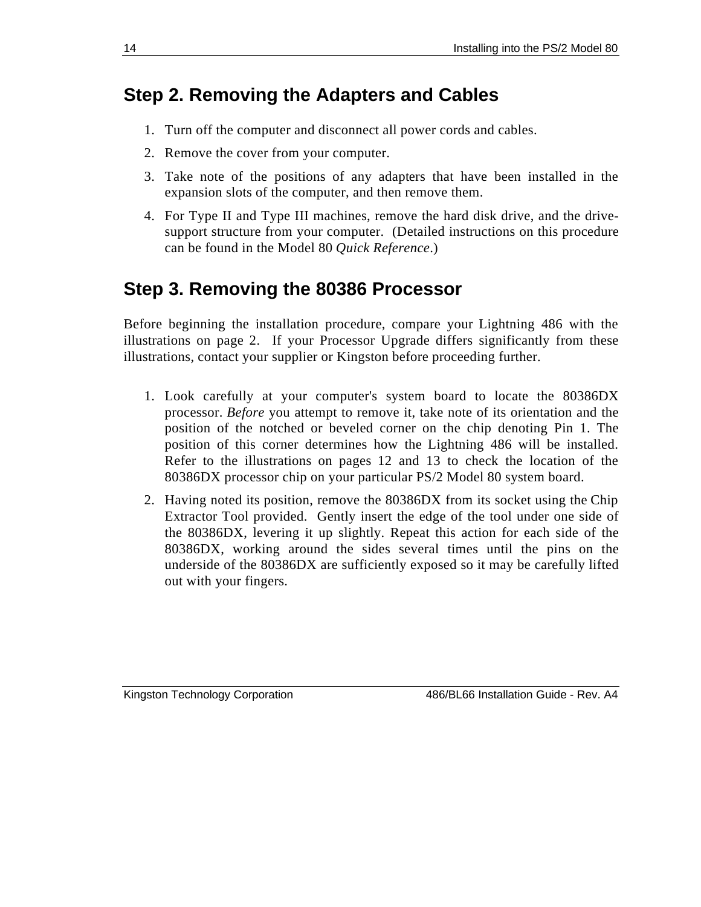## Step 2. Removing the Adapters and Cables

1. Turn off the computer and disconnect all power cords and cables.
2. Remove the cover from your computer.
3. Take note of the positions of any adapters that have been installed in the expansion slots of the computer, and then remove them.
4. For Type II and Type III machines, remove the hard disk drive, and the drive-support structure from your computer. (Detailed instructions on this procedure can be found in the Model 80 *Quick Reference*.)

## Step 3. Removing the 80386 Processor

Before beginning the installation procedure, compare your Lightning 486 with the illustrations on page 2. If your Processor Upgrade differs significantly from these illustrations, contact your supplier or Kingston before proceeding further.

1. Look carefully at your computer's system board to locate the 80386DX processor. *Before* you attempt to remove it, take note of its orientation and the position of the notched or beveled corner on the chip denoting Pin 1. The position of this corner determines how the Lightning 486 will be installed. Refer to the illustrations on pages 12 and 13 to check the location of the 80386DX processor chip on your particular PS/2 Model 80 system board.
2. Having noted its position, remove the 80386DX from its socket using the Chip Extractor Tool provided. Gently insert the edge of the tool under one side of the 80386DX, levering it up slightly. Repeat this action for each side of the 80386DX, working around the sides several times until the pins on the underside of the 80386DX are sufficiently exposed so it may be carefully lifted out with your fingers.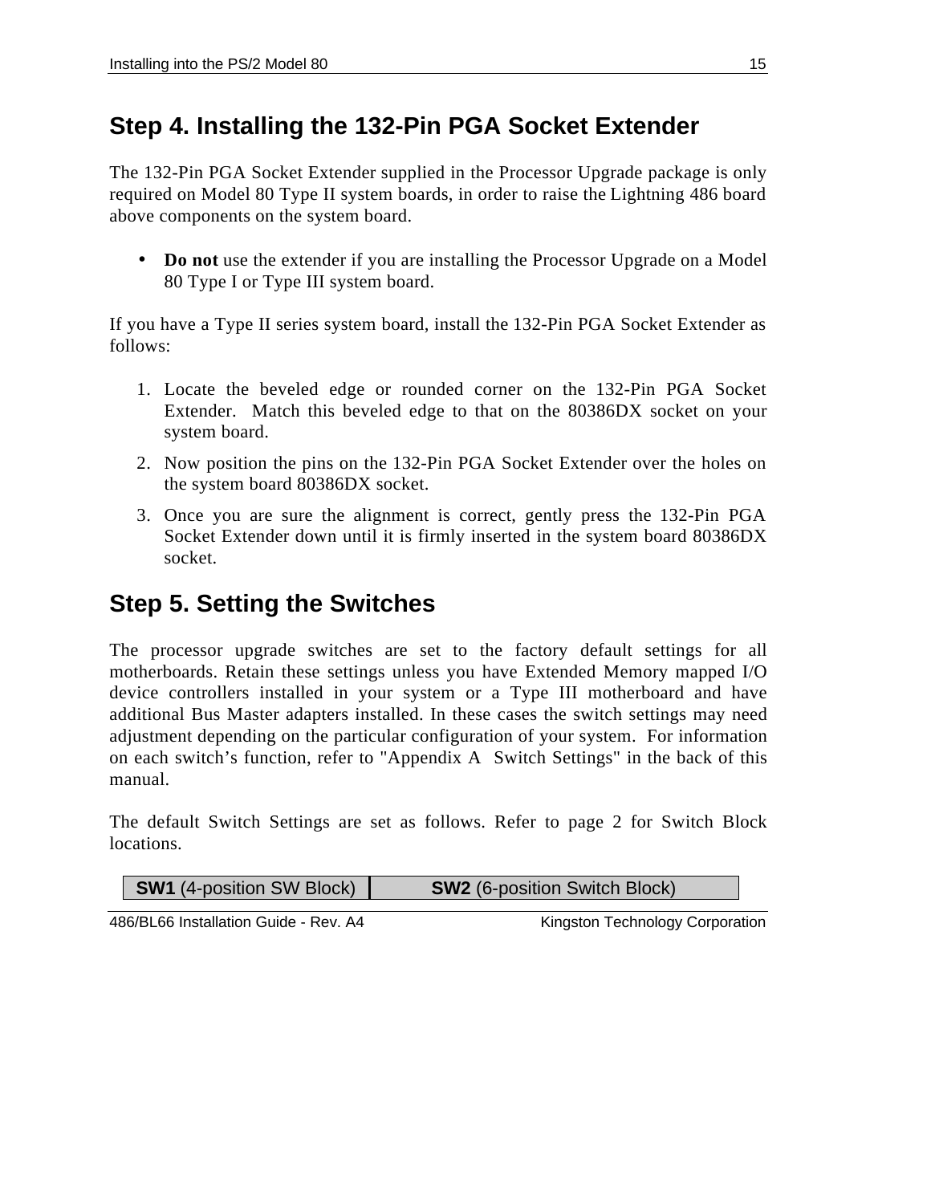## Step 4. Installing the 132-Pin PGA Socket Extender

The 132-Pin PGA Socket Extender supplied in the Processor Upgrade package is only required on Model 80 Type II system boards, in order to raise the Lightning 486 board above components on the system board.

- **Do not** use the extender if you are installing the Processor Upgrade on a Model 80 Type I or Type III system board.

If you have a Type II series system board, install the 132-Pin PGA Socket Extender as follows:

1. Locate the beveled edge or rounded corner on the 132-Pin PGA Socket Extender. Match this beveled edge to that on the 80386DX socket on your system board.
2. Now position the pins on the 132-Pin PGA Socket Extender over the holes on the system board 80386DX socket.
3. Once you are sure the alignment is correct, gently press the 132-Pin PGA Socket Extender down until it is firmly inserted in the system board 80386DX socket.

## Step 5. Setting the Switches

The processor upgrade switches are set to the factory default settings for all motherboards. Retain these settings unless you have Extended Memory mapped I/O device controllers installed in your system or a Type III motherboard and have additional Bus Master adapters installed. In these cases the switch settings may need adjustment depending on the particular configuration of your system. For information on each switch's function, refer to "Appendix A Switch Settings" in the back of this manual.

The default Switch Settings are set as follows. Refer to page 2 for Switch Block locations.

| **SW1** (4-position SW Block) | **SW2** (6-position Switch Block) |
|---|---|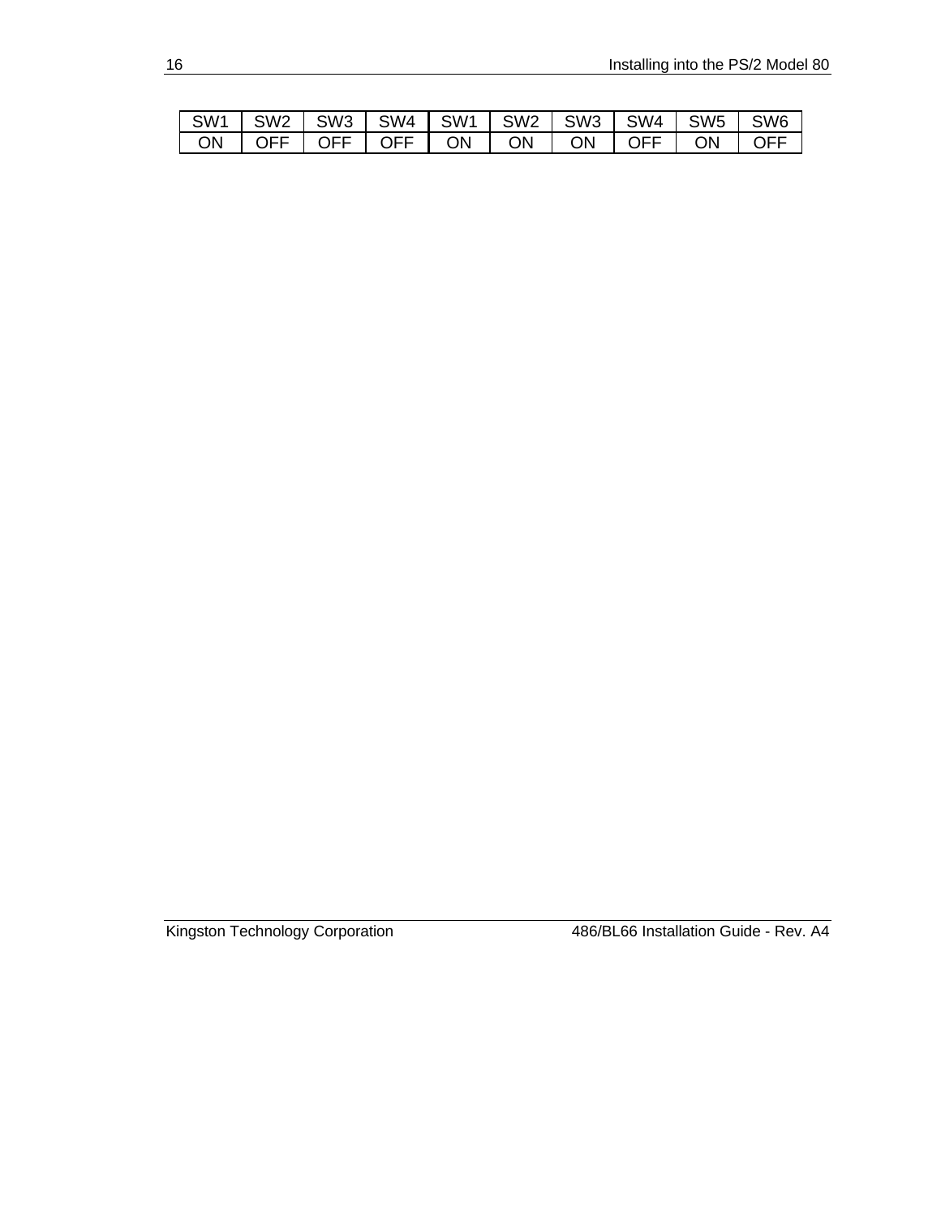| SW1 | SW2 | SW3 | SW4 | SW1 | SW2 | SW3 | SW4 | SW5 | SW6 |
|---|---|---|---|---|---|---|---|---|---|
| ON | OFF | OFF | OFF | ON | ON | ON | OFF | ON | OFF |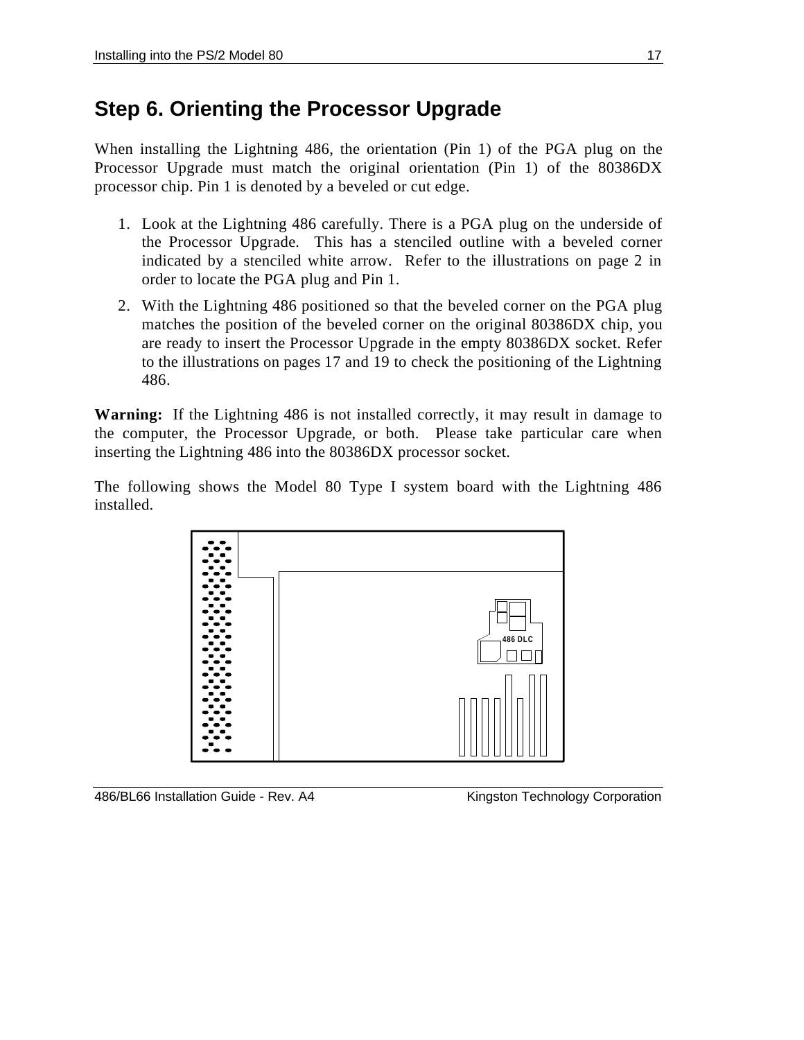# Step 6. Orienting the Processor Upgrade

When installing the Lightning 486, the orientation (Pin 1) of the PGA plug on the Processor Upgrade must match the original orientation (Pin 1) of the 80386DX processor chip. Pin 1 is denoted by a beveled or cut edge.

1. Look at the Lightning 486 carefully. There is a PGA plug on the underside of the Processor Upgrade. This has a stenciled outline with a beveled corner indicated by a stenciled white arrow. Refer to the illustrations on page 2 in order to locate the PGA plug and Pin 1.
2. With the Lightning 486 positioned so that the beveled corner on the PGA plug matches the position of the beveled corner on the original 80386DX chip, you are ready to insert the Processor Upgrade in the empty 80386DX socket. Refer to the illustrations on pages 17 and 19 to check the positioning of the Lightning 486.

**Warning:** If the Lightning 486 is not installed correctly, it may result in damage to the computer, the Processor Upgrade, or both. Please take particular care when inserting the Lightning 486 into the 80386DX processor socket.

The following shows the Model 80 Type I system board with the Lightning 486 installed.

486 DLC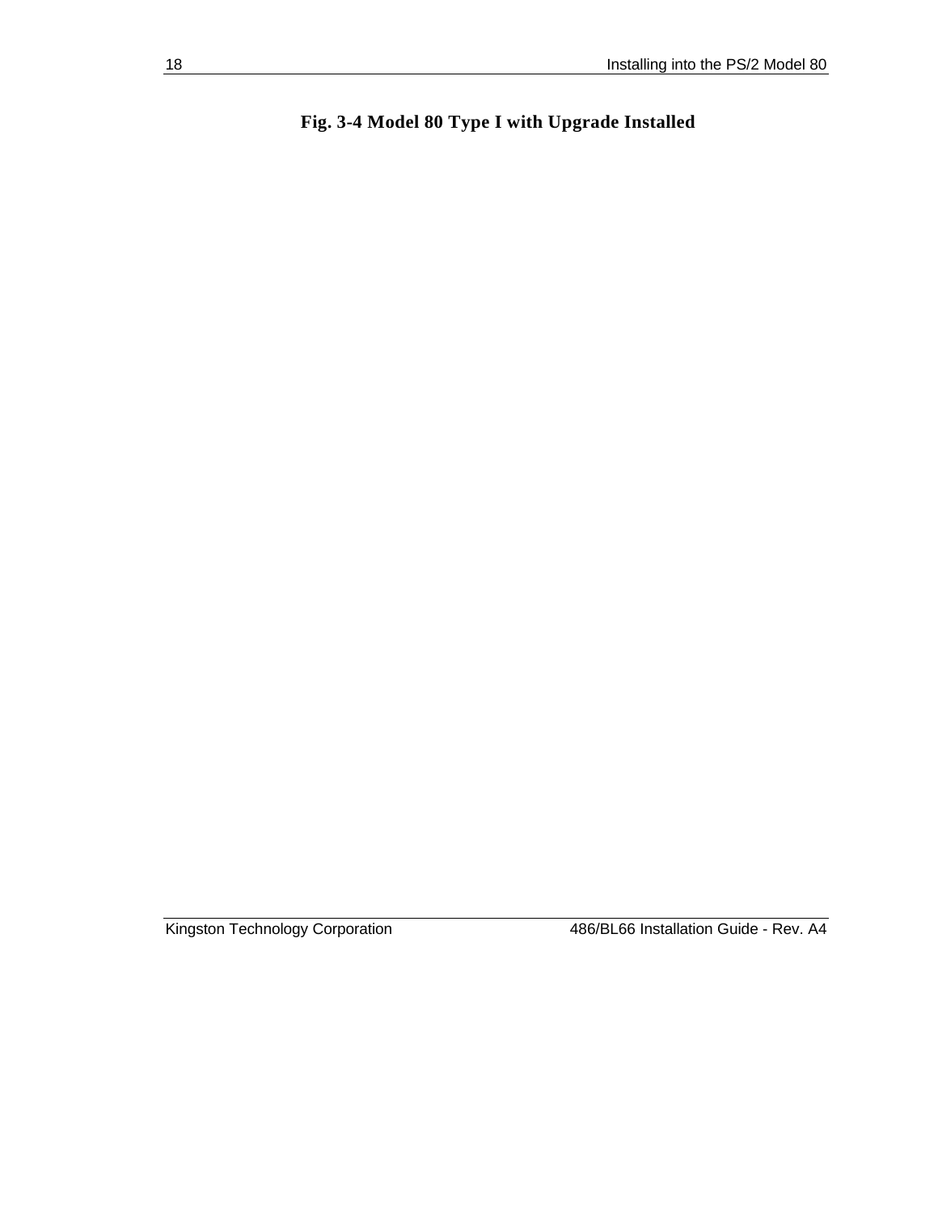**Fig. 3-4 Model 80 Type I with Upgrade Installed**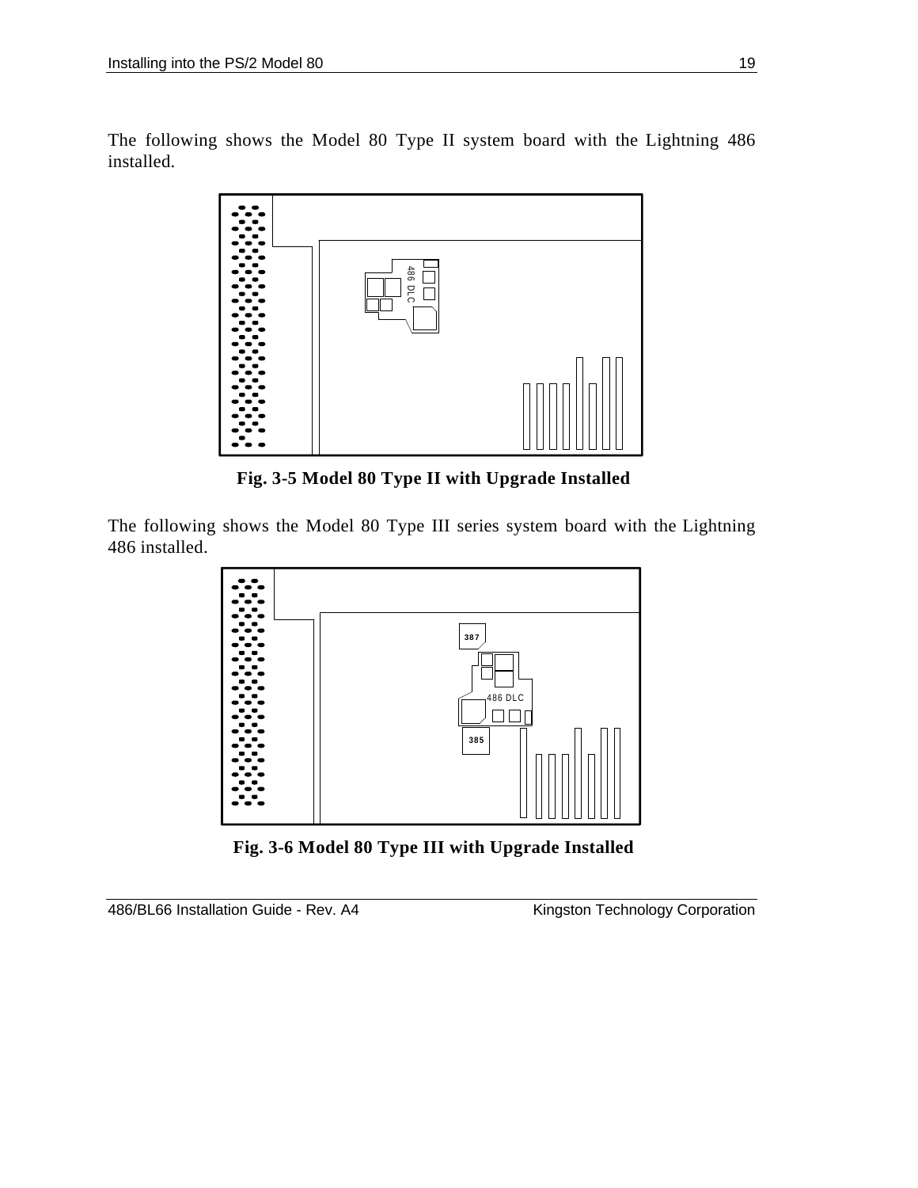The following shows the Model 80 Type II system board with the Lightning 486 installed.

**Fig. 3-5 Model 80 Type II with Upgrade Installed**

The following shows the Model 80 Type III series system board with the Lightning 486 installed.

**Fig. 3-6 Model 80 Type III with Upgrade Installed**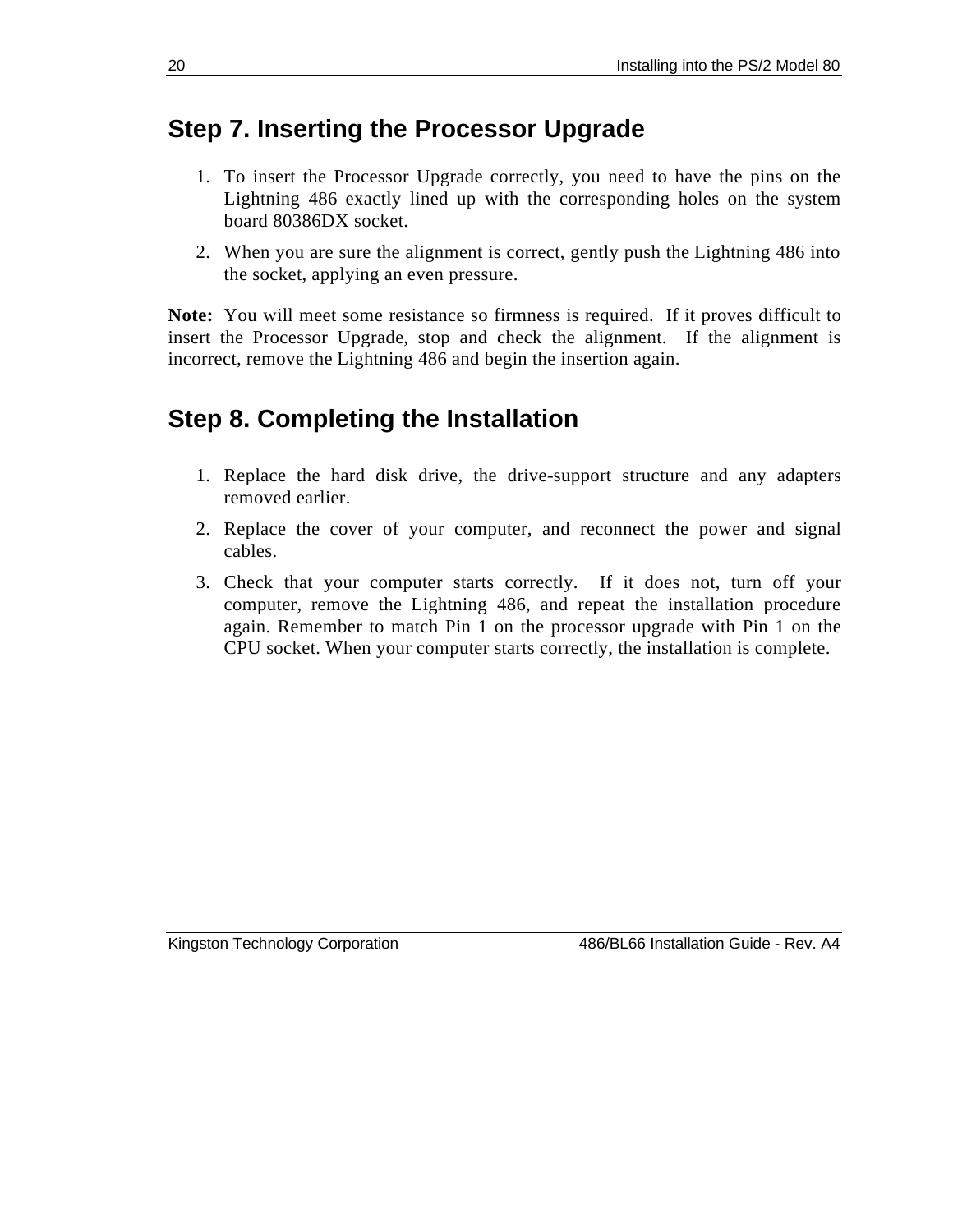## Step 7. Inserting the Processor Upgrade

1. To insert the Processor Upgrade correctly, you need to have the pins on the Lightning 486 exactly lined up with the corresponding holes on the system board 80386DX socket.
2. When you are sure the alignment is correct, gently push the Lightning 486 into the socket, applying an even pressure.

**Note:** You will meet some resistance so firmness is required. If it proves difficult to insert the Processor Upgrade, stop and check the alignment. If the alignment is incorrect, remove the Lightning 486 and begin the insertion again.

## Step 8. Completing the Installation

1. Replace the hard disk drive, the drive-support structure and any adapters removed earlier.
2. Replace the cover of your computer, and reconnect the power and signal cables.
3. Check that your computer starts correctly. If it does not, turn off your computer, remove the Lightning 486, and repeat the installation procedure again. Remember to match Pin 1 on the processor upgrade with Pin 1 on the CPU socket. When your computer starts correctly, the installation is complete.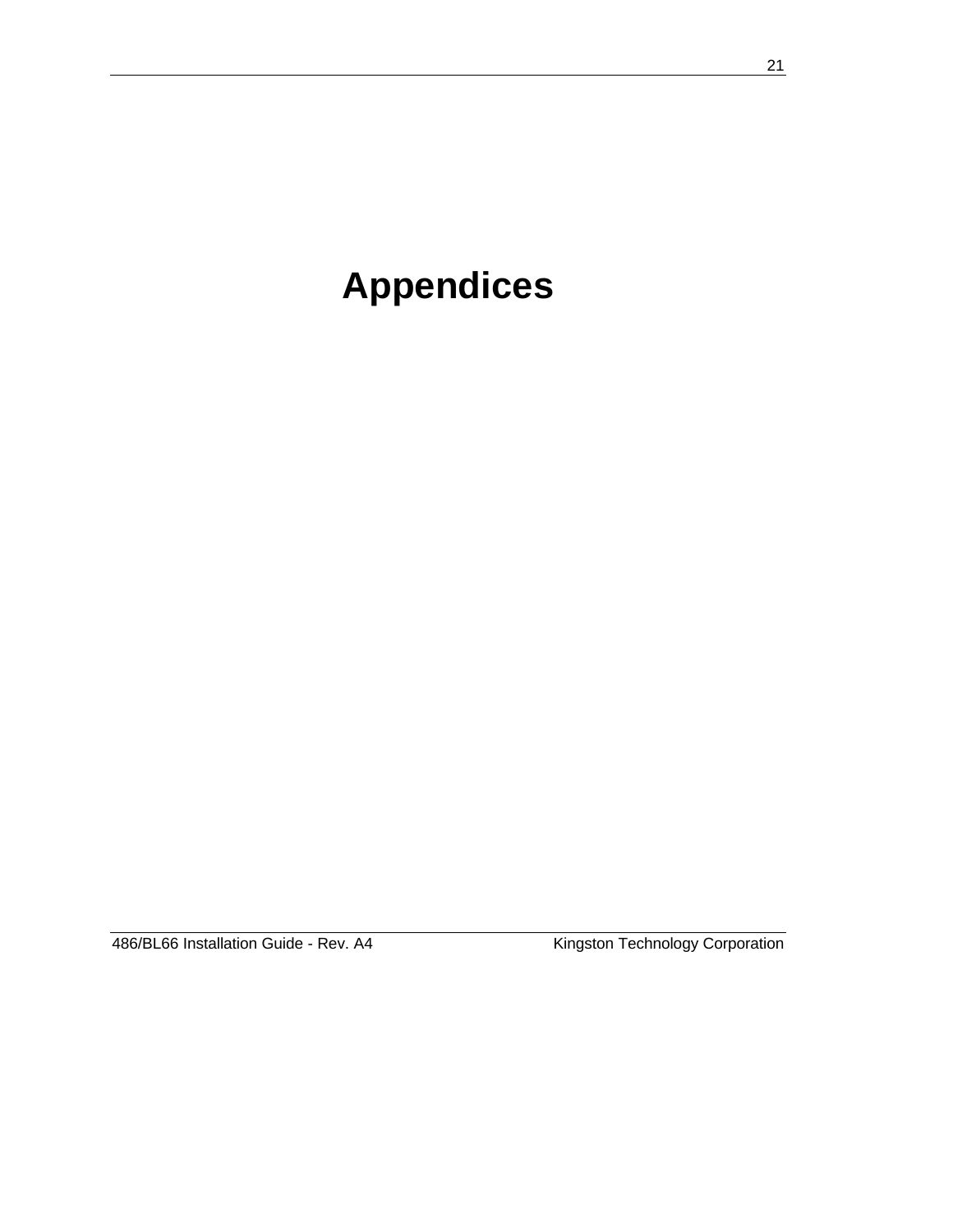# Appendices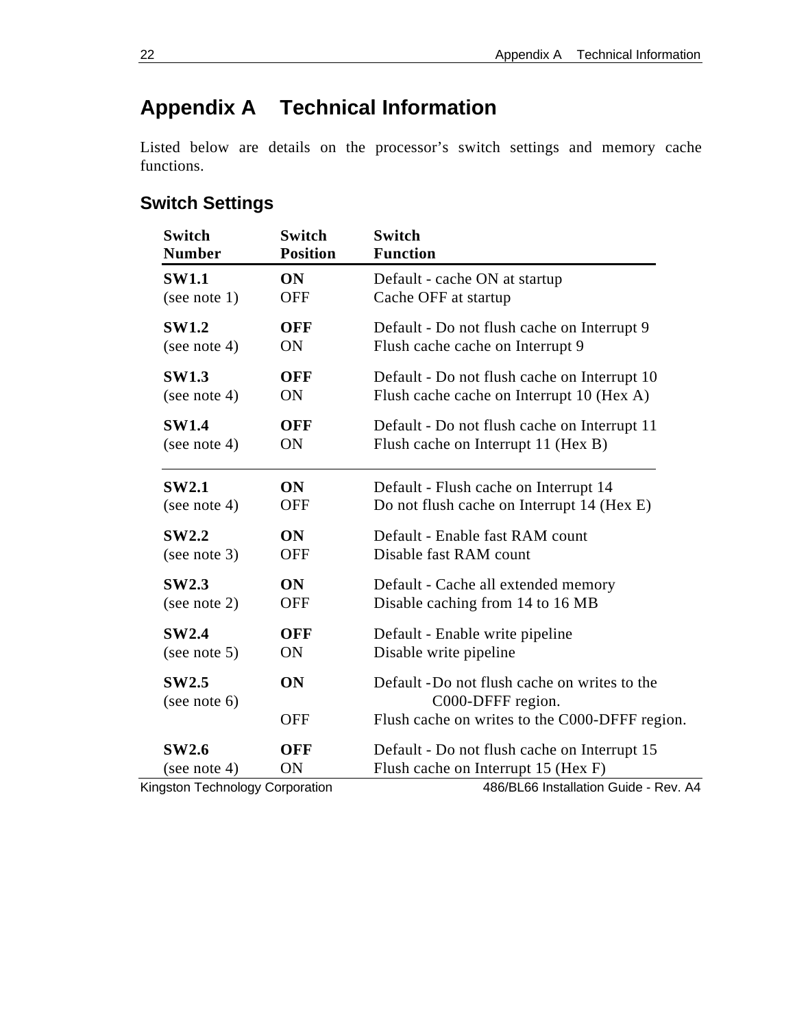# Appendix A    Technical Information

Listed below are details on the processor's switch settings and memory cache functions.

## Switch Settings

| Switch Number | Switch Position | Switch Function |
|---|---|---|
| **SW1.1** | **ON** | Default - cache ON at startup |
| (see note 1) | OFF | Cache OFF at startup |
| **SW1.2** | **OFF** | Default - Do not flush cache on Interrupt 9 |
| (see note 4) | ON | Flush cache cache on Interrupt 9 |
| **SW1.3** | **OFF** | Default - Do not flush cache on Interrupt 10 |
| (see note 4) | ON | Flush cache cache on Interrupt 10 (Hex A) |
| **SW1.4** | **OFF** | Default - Do not flush cache on Interrupt 11 |
| (see note 4) | ON | Flush cache on Interrupt 11 (Hex B) |
| **SW2.1** | **ON** | Default - Flush cache on Interrupt 14 |
| (see note 4) | OFF | Do not flush cache on Interrupt 14 (Hex E) |
| **SW2.2** | **ON** | Default - Enable fast RAM count |
| (see note 3) | OFF | Disable fast RAM count |
| **SW2.3** | **ON** | Default - Cache all extended memory |
| (see note 2) | OFF | Disable caching from 14 to 16 MB |
| **SW2.4** | **OFF** | Default - Enable write pipeline |
| (see note 5) | ON | Disable write pipeline |
| **SW2.5** | **ON** | Default -Do not flush cache on writes to the C000-DFFF region. |
| (see note 6) | OFF | Flush cache on writes to the C000-DFFF region. |
| **SW2.6** | **OFF** | Default - Do not flush cache on Interrupt 15 |
| (see note 4) | ON | Flush cache on Interrupt 15 (Hex F) |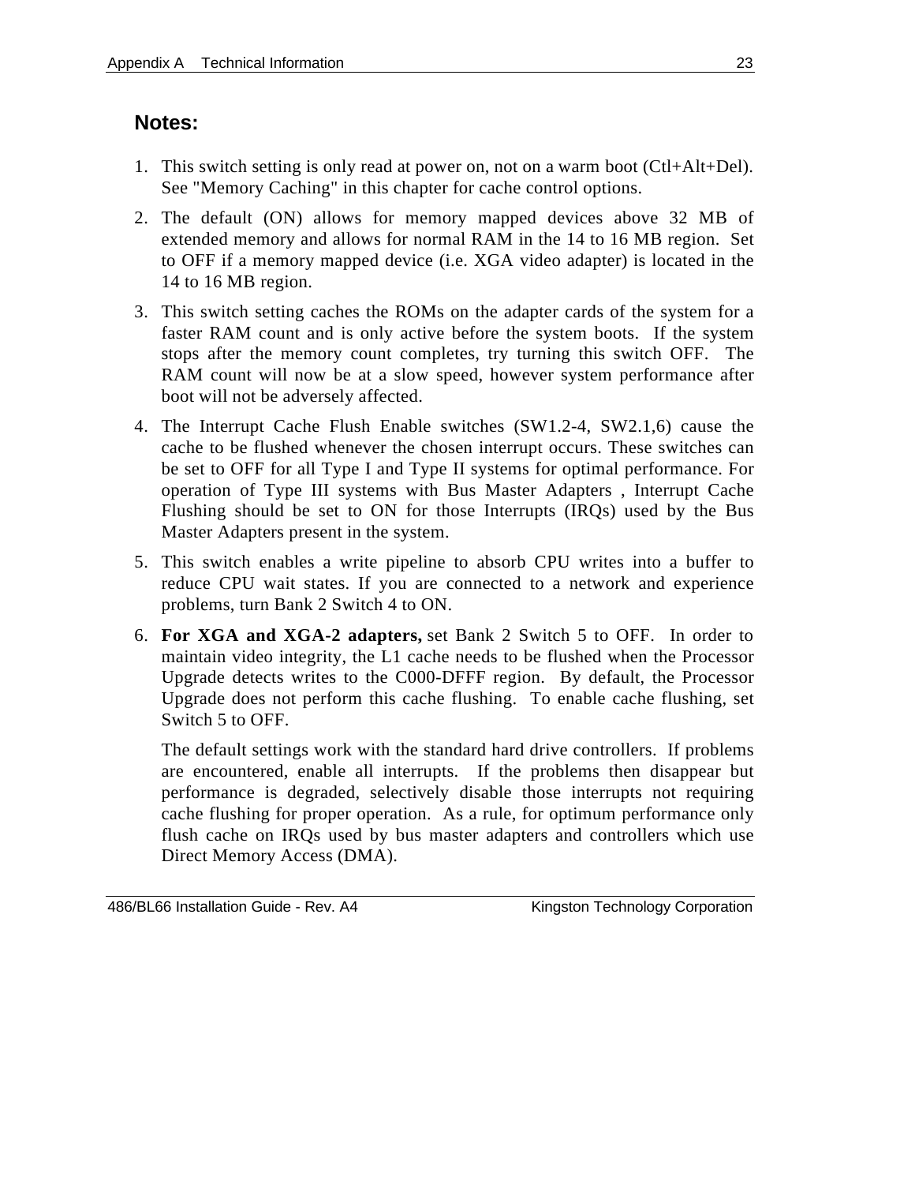## Notes:

1. This switch setting is only read at power on, not on a warm boot (Ctl+Alt+Del). See "Memory Caching" in this chapter for cache control options.
2. The default (ON) allows for memory mapped devices above 32 MB of extended memory and allows for normal RAM in the 14 to 16 MB region. Set to OFF if a memory mapped device (i.e. XGA video adapter) is located in the 14 to 16 MB region.
3. This switch setting caches the ROMs on the adapter cards of the system for a faster RAM count and is only active before the system boots. If the system stops after the memory count completes, try turning this switch OFF. The RAM count will now be at a slow speed, however system performance after boot will not be adversely affected.
4. The Interrupt Cache Flush Enable switches (SW1.2-4, SW2.1,6) cause the cache to be flushed whenever the chosen interrupt occurs. These switches can be set to OFF for all Type I and Type II systems for optimal performance. For operation of Type III systems with Bus Master Adapters , Interrupt Cache Flushing should be set to ON for those Interrupts (IRQs) used by the Bus Master Adapters present in the system.
5. This switch enables a write pipeline to absorb CPU writes into a buffer to reduce CPU wait states. If you are connected to a network and experience problems, turn Bank 2 Switch 4 to ON.
6. **For XGA and XGA-2 adapters,** set Bank 2 Switch 5 to OFF. In order to maintain video integrity, the L1 cache needs to be flushed when the Processor Upgrade detects writes to the C000-DFFF region. By default, the Processor Upgrade does not perform this cache flushing. To enable cache flushing, set Switch 5 to OFF.

   The default settings work with the standard hard drive controllers. If problems are encountered, enable all interrupts. If the problems then disappear but performance is degraded, selectively disable those interrupts not requiring cache flushing for proper operation. As a rule, for optimum performance only flush cache on IRQs used by bus master adapters and controllers which use Direct Memory Access (DMA).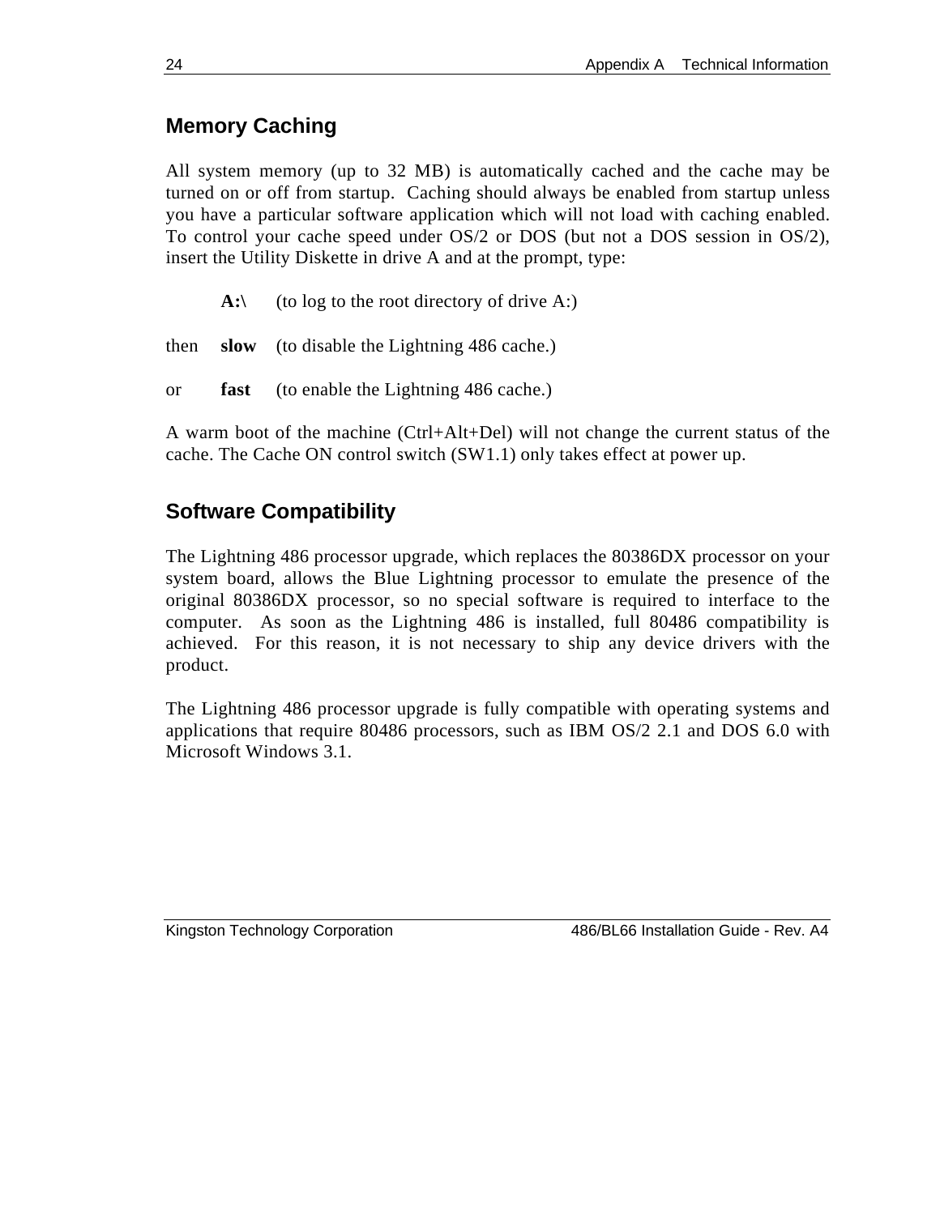## Memory Caching

All system memory (up to 32 MB) is automatically cached and the cache may be turned on or off from startup. Caching should always be enabled from startup unless you have a particular software application which will not load with caching enabled. To control your cache speed under OS/2 or DOS (but not a DOS session in OS/2), insert the Utility Diskette in drive A and at the prompt, type:

|  |  |  |
|---|---|---|
|  | **A:\** | (to log to the root directory of drive A:) |
| then | **slow** | (to disable the Lightning 486 cache.) |
| or | **fast** | (to enable the Lightning 486 cache.) |

A warm boot of the machine (Ctrl+Alt+Del) will not change the current status of the cache. The Cache ON control switch (SW1.1) only takes effect at power up.

## Software Compatibility

The Lightning 486 processor upgrade, which replaces the 80386DX processor on your system board, allows the Blue Lightning processor to emulate the presence of the original 80386DX processor, so no special software is required to interface to the computer. As soon as the Lightning 486 is installed, full 80486 compatibility is achieved. For this reason, it is not necessary to ship any device drivers with the product.

The Lightning 486 processor upgrade is fully compatible with operating systems and applications that require 80486 processors, such as IBM OS/2 2.1 and DOS 6.0 with Microsoft Windows 3.1.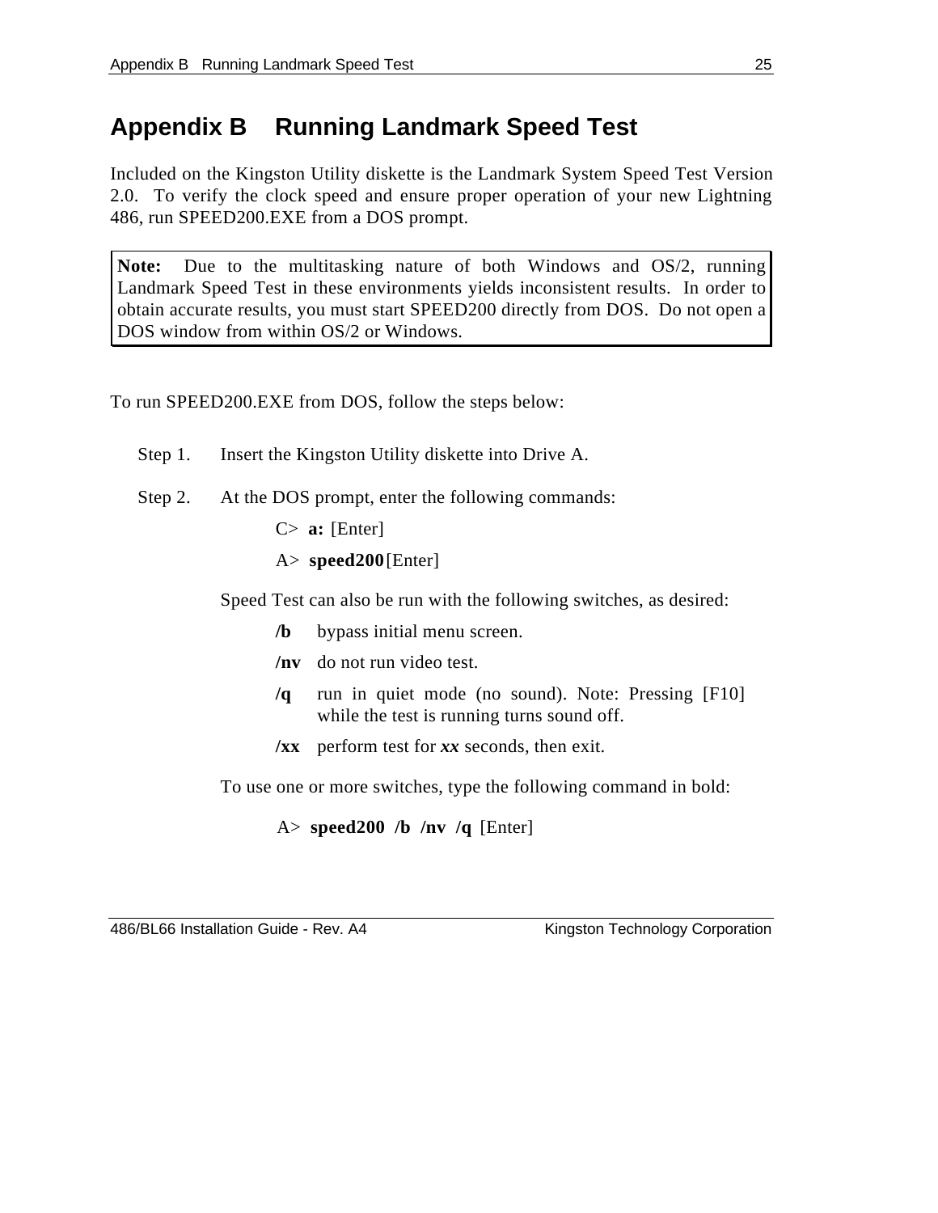# Appendix B Running Landmark Speed Test

Included on the Kingston Utility diskette is the Landmark System Speed Test Version 2.0. To verify the clock speed and ensure proper operation of your new Lightning 486, run SPEED200.EXE from a DOS prompt.

> **Note:** Due to the multitasking nature of both Windows and OS/2, running Landmark Speed Test in these environments yields inconsistent results. In order to obtain accurate results, you must start SPEED200 directly from DOS. Do not open a DOS window from within OS/2 or Windows.

To run SPEED200.EXE from DOS, follow the steps below:

Step 1. Insert the Kingston Utility diskette into Drive A.

Step 2. At the DOS prompt, enter the following commands:

C> **a:** [Enter]

A> **speed200** [Enter]

Speed Test can also be run with the following switches, as desired:

- **/b** bypass initial menu screen.
- **/nv** do not run video test.
- **/q** run in quiet mode (no sound). Note: Pressing [F10] while the test is running turns sound off.
- **/xx** perform test for ***xx*** seconds, then exit.

To use one or more switches, type the following command in bold:

A> **speed200 /b /nv /q** [Enter]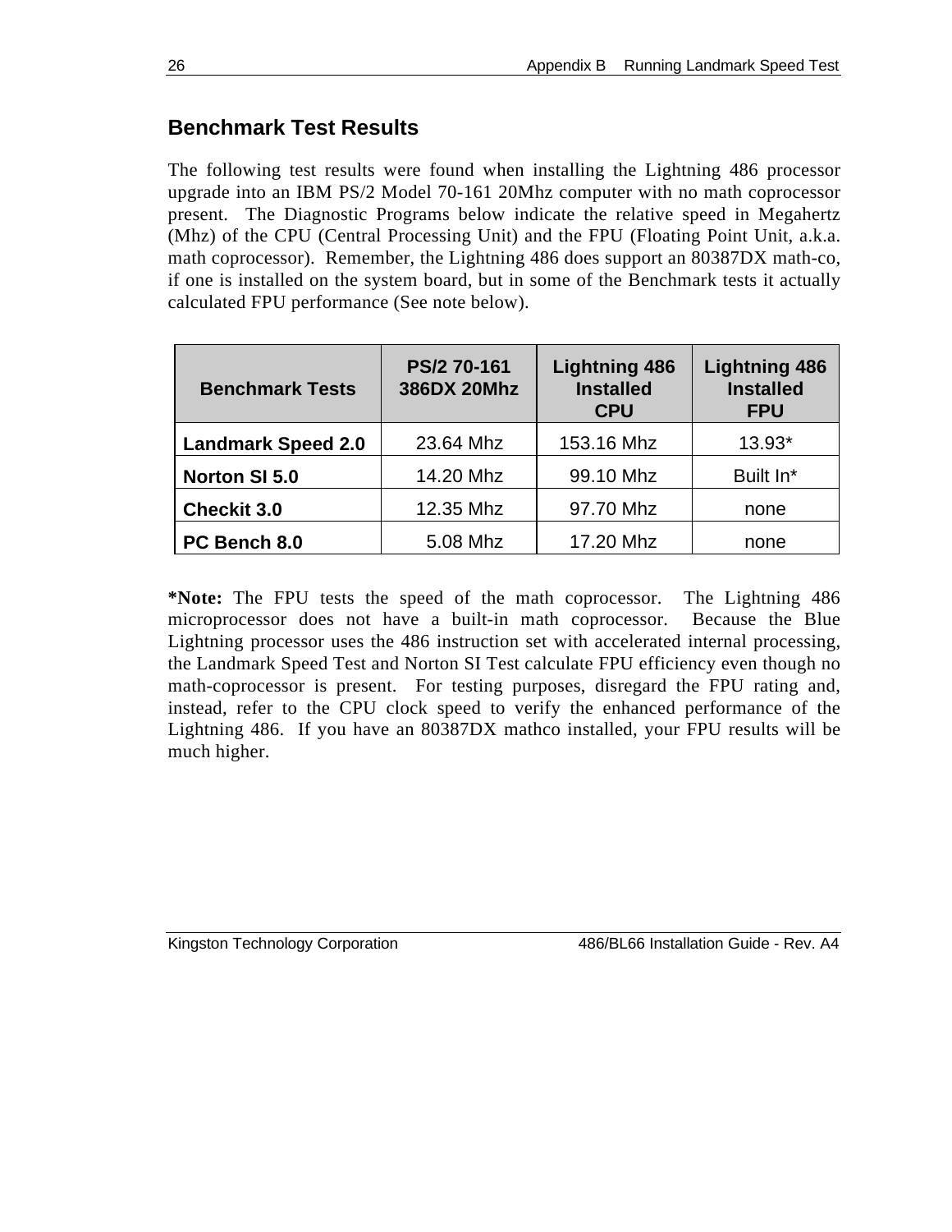## Benchmark Test Results

The following test results were found when installing the Lightning 486 processor upgrade into an IBM PS/2 Model 70-161 20Mhz computer with no math coprocessor present. The Diagnostic Programs below indicate the relative speed in Megahertz (Mhz) of the CPU (Central Processing Unit) and the FPU (Floating Point Unit, a.k.a. math coprocessor). Remember, the Lightning 486 does support an 80387DX math-co, if one is installed on the system board, but in some of the Benchmark tests it actually calculated FPU performance (See note below).

| Benchmark Tests | PS/2 70-161 386DX 20Mhz | Lightning 486 Installed CPU | Lightning 486 Installed FPU |
|---|---|---|---|
| **Landmark Speed 2.0** | 23.64 Mhz | 153.16 Mhz | 13.93* |
| **Norton SI 5.0** | 14.20 Mhz | 99.10 Mhz | Built In* |
| **Checkit 3.0** | 12.35 Mhz | 97.70 Mhz | none |
| **PC Bench 8.0** | 5.08 Mhz | 17.20 Mhz | none |

**\*Note:** The FPU tests the speed of the math coprocessor. The Lightning 486 microprocessor does not have a built-in math coprocessor. Because the Blue Lightning processor uses the 486 instruction set with accelerated internal processing, the Landmark Speed Test and Norton SI Test calculate FPU efficiency even though no math-coprocessor is present. For testing purposes, disregard the FPU rating and, instead, refer to the CPU clock speed to verify the enhanced performance of the Lightning 486. If you have an 80387DX mathco installed, your FPU results will be much higher.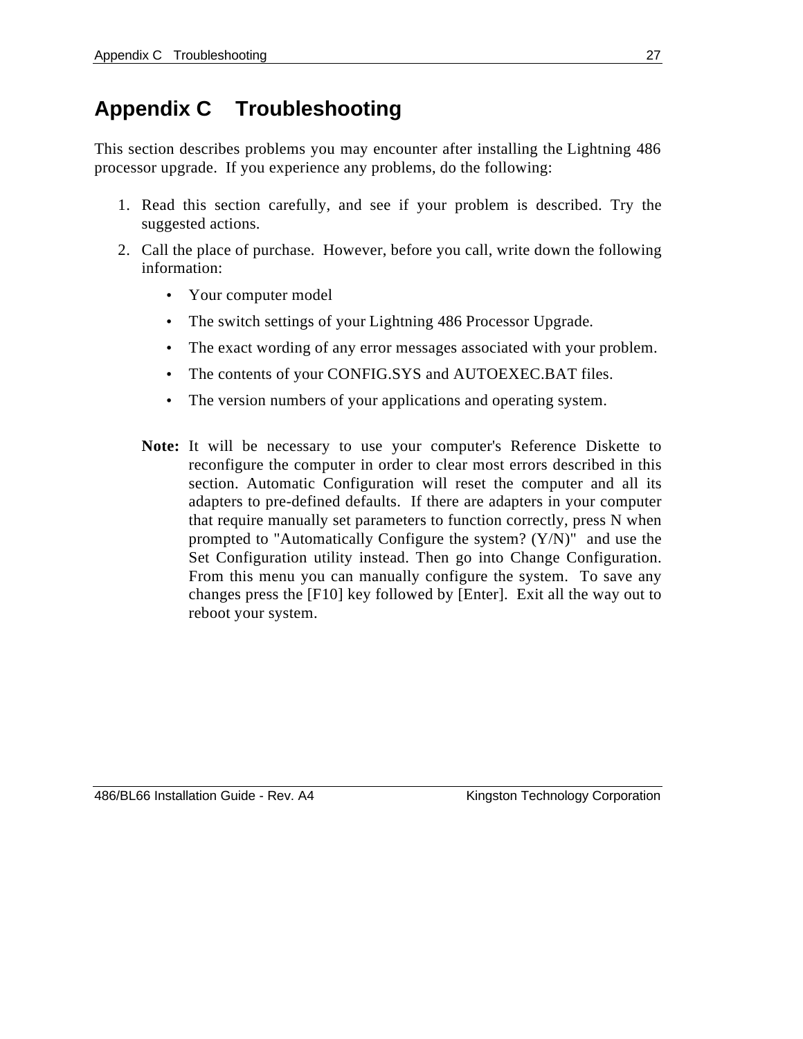# Appendix C Troubleshooting

This section describes problems you may encounter after installing the Lightning 486 processor upgrade. If you experience any problems, do the following:

1. Read this section carefully, and see if your problem is described. Try the suggested actions.
2. Call the place of purchase. However, before you call, write down the following information:
   - Your computer model
   - The switch settings of your Lightning 486 Processor Upgrade.
   - The exact wording of any error messages associated with your problem.
   - The contents of your CONFIG.SYS and AUTOEXEC.BAT files.
   - The version numbers of your applications and operating system.

**Note:** It will be necessary to use your computer's Reference Diskette to reconfigure the computer in order to clear most errors described in this section. Automatic Configuration will reset the computer and all its adapters to pre-defined defaults. If there are adapters in your computer that require manually set parameters to function correctly, press N when prompted to "Automatically Configure the system? (Y/N)" and use the Set Configuration utility instead. Then go into Change Configuration. From this menu you can manually configure the system. To save any changes press the [F10] key followed by [Enter]. Exit all the way out to reboot your system.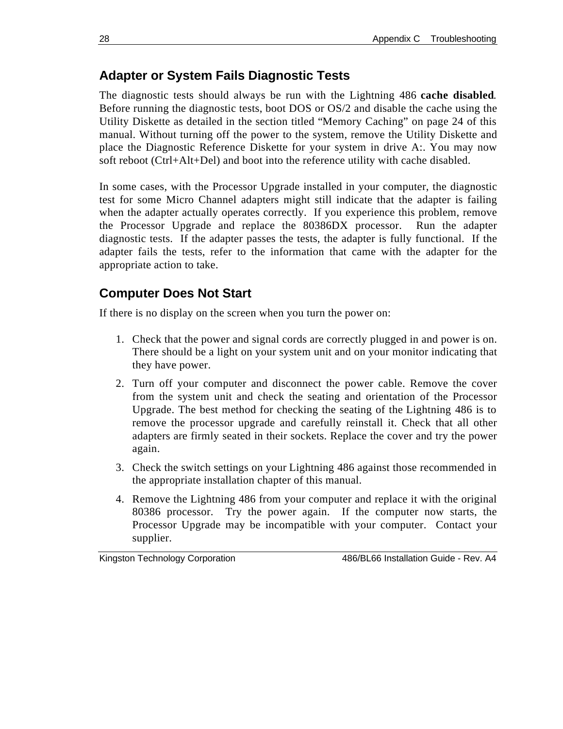## Adapter or System Fails Diagnostic Tests

The diagnostic tests should always be run with the Lightning 486 **cache disabled**. Before running the diagnostic tests, boot DOS or OS/2 and disable the cache using the Utility Diskette as detailed in the section titled “Memory Caching” on page 24 of this manual. Without turning off the power to the system, remove the Utility Diskette and place the Diagnostic Reference Diskette for your system in drive A:. You may now soft reboot (Ctrl+Alt+Del) and boot into the reference utility with cache disabled.

In some cases, with the Processor Upgrade installed in your computer, the diagnostic test for some Micro Channel adapters might still indicate that the adapter is failing when the adapter actually operates correctly. If you experience this problem, remove the Processor Upgrade and replace the 80386DX processor. Run the adapter diagnostic tests. If the adapter passes the tests, the adapter is fully functional. If the adapter fails the tests, refer to the information that came with the adapter for the appropriate action to take.

## Computer Does Not Start

If there is no display on the screen when you turn the power on:

1. Check that the power and signal cords are correctly plugged in and power is on. There should be a light on your system unit and on your monitor indicating that they have power.
2. Turn off your computer and disconnect the power cable. Remove the cover from the system unit and check the seating and orientation of the Processor Upgrade. The best method for checking the seating of the Lightning 486 is to remove the processor upgrade and carefully reinstall it. Check that all other adapters are firmly seated in their sockets. Replace the cover and try the power again.
3. Check the switch settings on your Lightning 486 against those recommended in the appropriate installation chapter of this manual.
4. Remove the Lightning 486 from your computer and replace it with the original 80386 processor. Try the power again. If the computer now starts, the Processor Upgrade may be incompatible with your computer. Contact your supplier.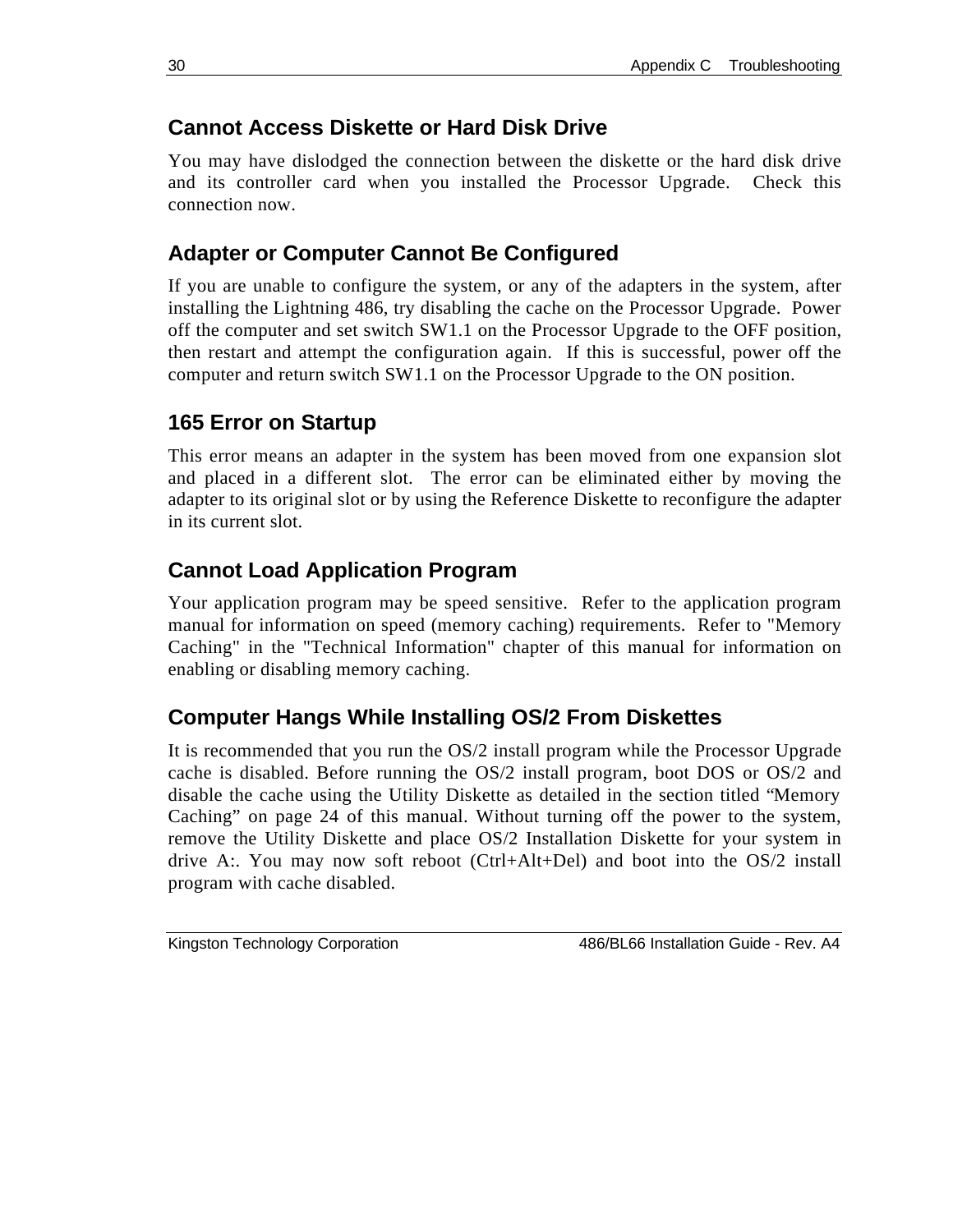## Cannot Access Diskette or Hard Disk Drive

You may have dislodged the connection between the diskette or the hard disk drive and its controller card when you installed the Processor Upgrade. Check this connection now.

## Adapter or Computer Cannot Be Configured

If you are unable to configure the system, or any of the adapters in the system, after installing the Lightning 486, try disabling the cache on the Processor Upgrade. Power off the computer and set switch SW1.1 on the Processor Upgrade to the OFF position, then restart and attempt the configuration again. If this is successful, power off the computer and return switch SW1.1 on the Processor Upgrade to the ON position.

## 165 Error on Startup

This error means an adapter in the system has been moved from one expansion slot and placed in a different slot. The error can be eliminated either by moving the adapter to its original slot or by using the Reference Diskette to reconfigure the adapter in its current slot.

## Cannot Load Application Program

Your application program may be speed sensitive. Refer to the application program manual for information on speed (memory caching) requirements. Refer to "Memory Caching" in the "Technical Information" chapter of this manual for information on enabling or disabling memory caching.

## Computer Hangs While Installing OS/2 From Diskettes

It is recommended that you run the OS/2 install program while the Processor Upgrade cache is disabled. Before running the OS/2 install program, boot DOS or OS/2 and disable the cache using the Utility Diskette as detailed in the section titled "Memory Caching" on page 24 of this manual. Without turning off the power to the system, remove the Utility Diskette and place OS/2 Installation Diskette for your system in drive A:. You may now soft reboot (Ctrl+Alt+Del) and boot into the OS/2 install program with cache disabled.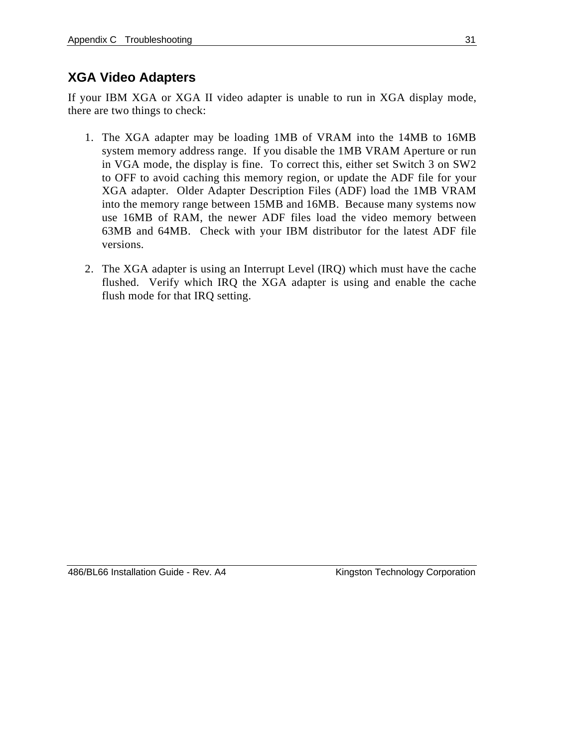## XGA Video Adapters

If your IBM XGA or XGA II video adapter is unable to run in XGA display mode, there are two things to check:

1. The XGA adapter may be loading 1MB of VRAM into the 14MB to 16MB system memory address range. If you disable the 1MB VRAM Aperture or run in VGA mode, the display is fine. To correct this, either set Switch 3 on SW2 to OFF to avoid caching this memory region, or update the ADF file for your XGA adapter. Older Adapter Description Files (ADF) load the 1MB VRAM into the memory range between 15MB and 16MB. Because many systems now use 16MB of RAM, the newer ADF files load the video memory between 63MB and 64MB. Check with your IBM distributor for the latest ADF file versions.

2. The XGA adapter is using an Interrupt Level (IRQ) which must have the cache flushed. Verify which IRQ the XGA adapter is using and enable the cache flush mode for that IRQ setting.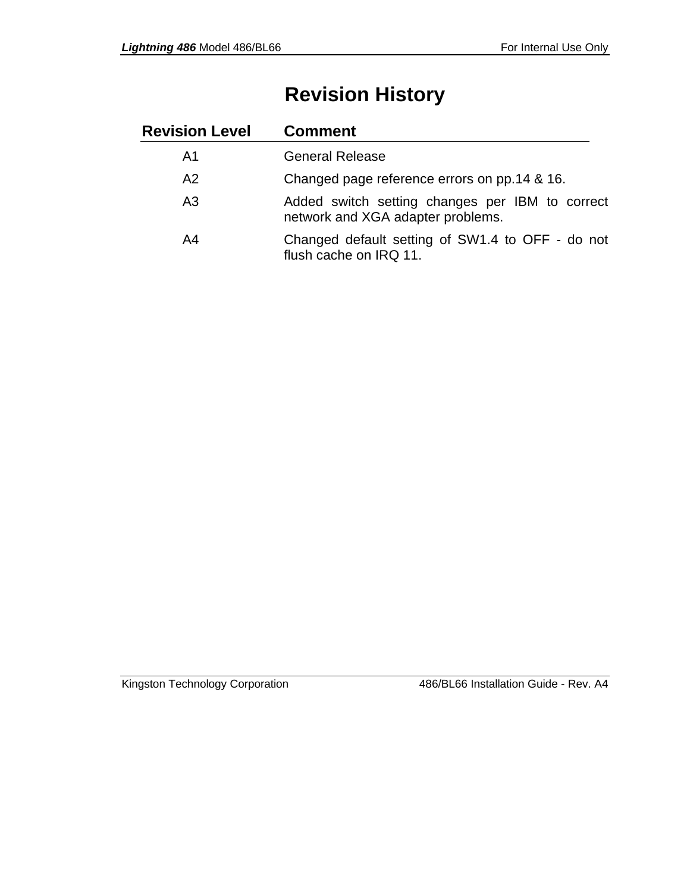# Revision History

| Revision Level | Comment |
|---|---|
| A1 | General Release |
| A2 | Changed page reference errors on pp.14 & 16. |
| A3 | Added switch setting changes per IBM to correct network and XGA adapter problems. |
| A4 | Changed default setting of SW1.4 to OFF - do not flush cache on IRQ 11. |